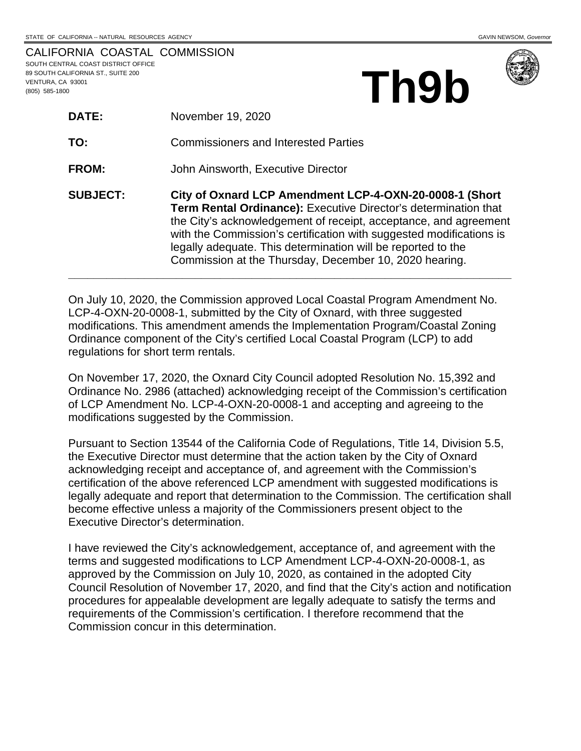STATE OF CALIFORNIA -- NATURAL RESOURCES AGENCY GAVIN NEWSOM, *Governor*

CALIFORNIA COASTAL COMMISSION
SOUTH CENTRAL COAST DISTRICT OFFICE
89 SOUTH CALIFORNIA ST., SUITE 200
VENTURA, CA 93001
(805) 585-1800

# Th9b

**DATE:** November 19, 2020

**TO:** Commissioners and Interested Parties

**FROM:** John Ainsworth, Executive Director

**SUBJECT:** **City of Oxnard LCP Amendment LCP-4-OXN-20-0008-1 (Short Term Rental Ordinance):** Executive Director's determination that the City's acknowledgement of receipt, acceptance, and agreement with the Commission's certification with suggested modifications is legally adequate. This determination will be reported to the Commission at the Thursday, December 10, 2020 hearing.

---

On July 10, 2020, the Commission approved Local Coastal Program Amendment No. LCP-4-OXN-20-0008-1, submitted by the City of Oxnard, with three suggested modifications. This amendment amends the Implementation Program/Coastal Zoning Ordinance component of the City's certified Local Coastal Program (LCP) to add regulations for short term rentals.

On November 17, 2020, the Oxnard City Council adopted Resolution No. 15,392 and Ordinance No. 2986 (attached) acknowledging receipt of the Commission's certification of LCP Amendment No. LCP-4-OXN-20-0008-1 and accepting and agreeing to the modifications suggested by the Commission.

Pursuant to Section 13544 of the California Code of Regulations, Title 14, Division 5.5, the Executive Director must determine that the action taken by the City of Oxnard acknowledging receipt and acceptance of, and agreement with the Commission's certification of the above referenced LCP amendment with suggested modifications is legally adequate and report that determination to the Commission. The certification shall become effective unless a majority of the Commissioners present object to the Executive Director's determination.

I have reviewed the City's acknowledgement, acceptance of, and agreement with the terms and suggested modifications to LCP Amendment LCP-4-OXN-20-0008-1, as approved by the Commission on July 10, 2020, as contained in the adopted City Council Resolution of November 17, 2020, and find that the City's action and notification procedures for appealable development are legally adequate to satisfy the terms and requirements of the Commission's certification. I therefore recommend that the Commission concur in this determination.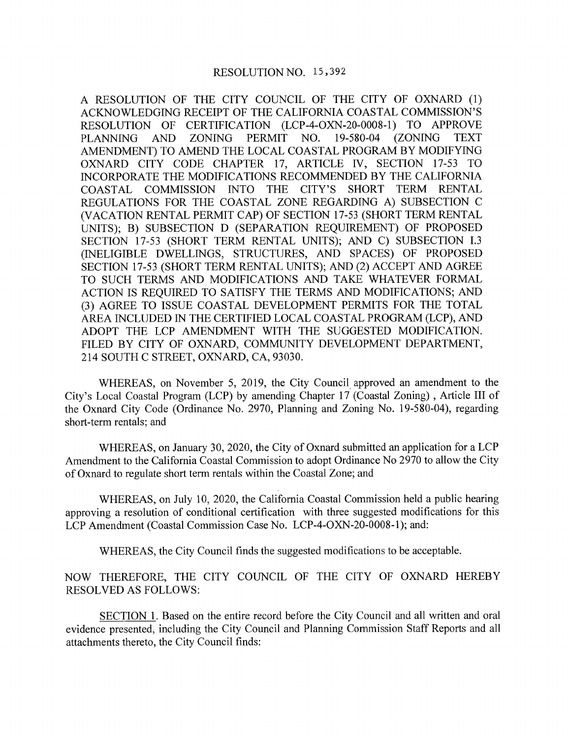RESOLUTION NO. 15,392

A RESOLUTION OF THE CITY COUNCIL OF THE CITY OF OXNARD (1) ACKNOWLEDGING RECEIPT OF THE CALIFORNIA COASTAL COMMISSION'S RESOLUTION OF CERTIFICATION (LCP-4-OXN-20-0008-1) TO APPROVE PLANNING AND ZONING PERMIT NO. 19-580-04 (ZONING TEXT AMENDMENT) TO AMEND THE LOCAL COASTAL PROGRAM BY MODIFYING OXNARD CITY CODE CHAPTER 17, ARTICLE IV, SECTION 17-53 TO INCORPORATE THE MODIFICATIONS RECOMMENDED BY THE CALIFORNIA COASTAL COMMISSION INTO THE CITY'S SHORT TERM RENTAL REGULATIONS FOR THE COASTAL ZONE REGARDING A) SUBSECTION C (VACATION RENTAL PERMIT CAP) OF SECTION 17-53 (SHORT TERM RENTAL UNITS); B) SUBSECTION D (SEPARATION REQUIREMENT) OF PROPOSED SECTION 17-53 (SHORT TERM RENTAL UNITS); AND C) SUBSECTION I.3 (INELIGIBLE DWELLINGS, STRUCTURES, AND SPACES) OF PROPOSED SECTION 17-53 (SHORT TERM RENTAL UNITS); AND (2) ACCEPT AND AGREE TO SUCH TERMS AND MODIFICATIONS AND TAKE WHATEVER FORMAL ACTION IS REQUIRED TO SATISFY THE TERMS AND MODIFICATIONS; AND (3) AGREE TO ISSUE COASTAL DEVELOPMENT PERMITS FOR THE TOTAL AREA INCLUDED IN THE CERTIFIED LOCAL COASTAL PROGRAM (LCP), AND ADOPT THE LCP AMENDMENT WITH THE SUGGESTED MODIFICATION. FILED BY CITY OF OXNARD, COMMUNITY DEVELOPMENT DEPARTMENT, 214 SOUTH C STREET, OXNARD, CA, 93030.

WHEREAS, on November 5, 2019, the City Council approved an amendment to the City's Local Coastal Program (LCP) by amending Chapter 17 (Coastal Zoning) , Article III of the Oxnard City Code (Ordinance No. 2970, Planning and Zoning No. 19-580-04), regarding short-term rentals; and

WHEREAS, on January 30, 2020, the City of Oxnard submitted an application for a LCP Amendment to the California Coastal Commission to adopt Ordinance No 2970 to allow the City of Oxnard to regulate short term rentals within the Coastal Zone; and

WHEREAS, on July 10, 2020, the California Coastal Commission held a public hearing approving a resolution of conditional certification with three suggested modifications for this LCP Amendment (Coastal Commission Case No. LCP-4-OXN-20-0008-1); and:

WHEREAS, the City Council finds the suggested modifications to be acceptable.

NOW THEREFORE, THE CITY COUNCIL OF THE CITY OF OXNARD HEREBY RESOLVED AS FOLLOWS:

SECTION 1. Based on the entire record before the City Council and all written and oral evidence presented, including the City Council and Planning Commission Staff Reports and all attachments thereto, the City Council finds: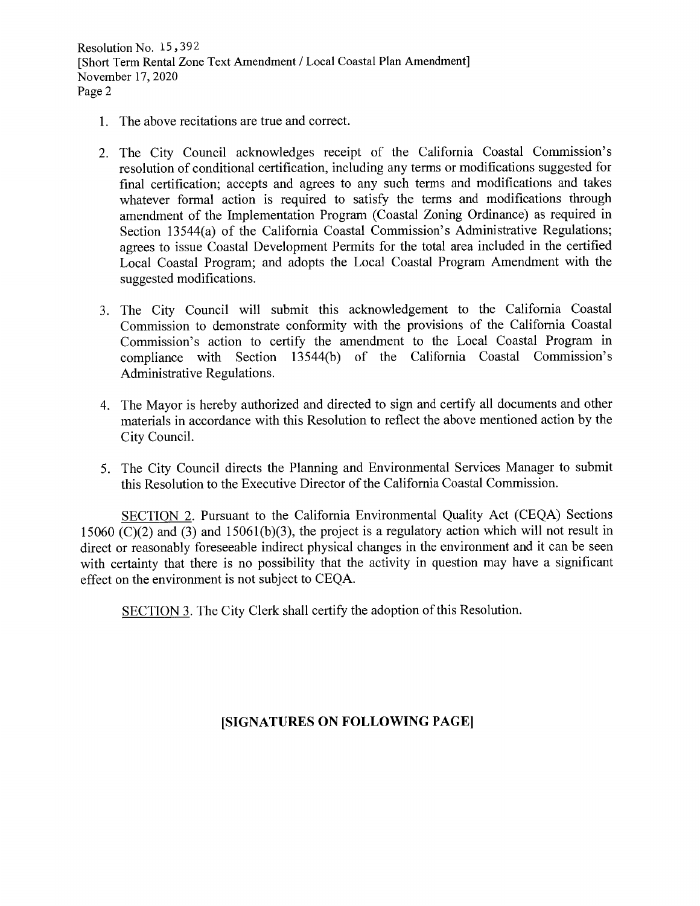1. The above recitations are true and correct.

2. The City Council acknowledges receipt of the California Coastal Commission's resolution of conditional certification, including any terms or modifications suggested for final certification; accepts and agrees to any such terms and modifications and takes whatever formal action is required to satisfy the terms and modifications through amendment of the Implementation Program (Coastal Zoning Ordinance) as required in Section 13544(a) of the California Coastal Commission's Administrative Regulations; agrees to issue Coastal Development Permits for the total area included in the certified Local Coastal Program; and adopts the Local Coastal Program Amendment with the suggested modifications.

3. The City Council will submit this acknowledgement to the California Coastal Commission to demonstrate conformity with the provisions of the California Coastal Commission's action to certify the amendment to the Local Coastal Program in compliance with Section 13544(b) of the California Coastal Commission's Administrative Regulations.

4. The Mayor is hereby authorized and directed to sign and certify all documents and other materials in accordance with this Resolution to reflect the above mentioned action by the City Council.

5. The City Council directs the Planning and Environmental Services Manager to submit this Resolution to the Executive Director of the California Coastal Commission.

SECTION 2. Pursuant to the California Environmental Quality Act (CEQA) Sections 15060 (C)(2) and (3) and 15061(b)(3), the project is a regulatory action which will not result in direct or reasonably foreseeable indirect physical changes in the environment and it can be seen with certainty that there is no possibility that the activity in question may have a significant effect on the environment is not subject to CEQA.

SECTION 3. The City Clerk shall certify the adoption of this Resolution.

**[SIGNATURES ON FOLLOWING PAGE]**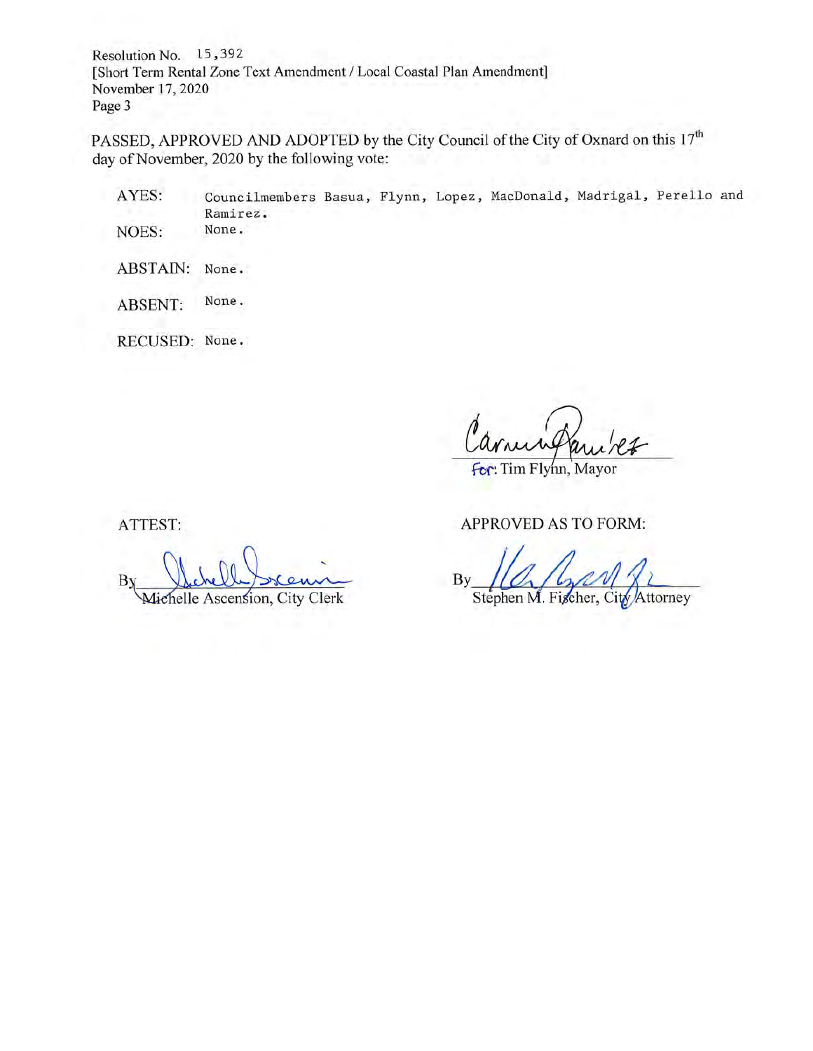Resolution No. 15,392
[Short Term Rental Zone Text Amendment / Local Coastal Plan Amendment]
November 17, 2020
Page 3

PASSED, APPROVED AND ADOPTED by the City Council of the City of Oxnard on this 17[th] day of November, 2020 by the following vote:

AYES: Councilmembers Basua, Flynn, Lopez, MacDonald, Madrigal, Perello and Ramirez.

NOES: None.

ABSTAIN: None.

ABSENT: None.

RECUSED: None.

For: Tim Flynn, Mayor

ATTEST:

By Michelle Ascension, City Clerk

APPROVED AS TO FORM:

By Stephen M. Fischer, City Attorney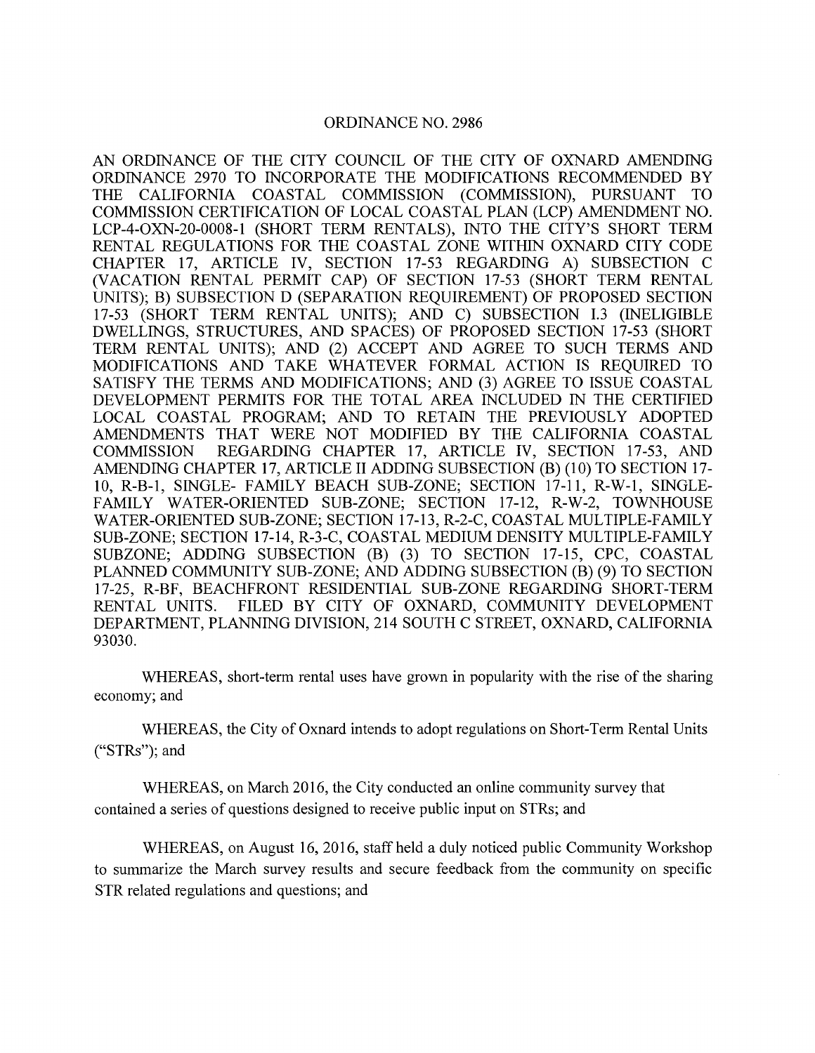# ORDINANCE NO. 2986

AN ORDINANCE OF THE CITY COUNCIL OF THE CITY OF OXNARD AMENDING ORDINANCE 2970 TO INCORPORATE THE MODIFICATIONS RECOMMENDED BY THE CALIFORNIA COASTAL COMMISSION (COMMISSION), PURSUANT TO COMMISSION CERTIFICATION OF LOCAL COASTAL PLAN (LCP) AMENDMENT NO. LCP-4-OXN-20-0008-1 (SHORT TERM RENTALS), INTO THE CITY'S SHORT TERM RENTAL REGULATIONS FOR THE COASTAL ZONE WITHIN OXNARD CITY CODE CHAPTER 17, ARTICLE IV, SECTION 17-53 REGARDING A) SUBSECTION C (VACATION RENTAL PERMIT CAP) OF SECTION 17-53 (SHORT TERM RENTAL UNITS); B) SUBSECTION D (SEPARATION REQUIREMENT) OF PROPOSED SECTION 17-53 (SHORT TERM RENTAL UNITS); AND C) SUBSECTION I.3 (INELIGIBLE DWELLINGS, STRUCTURES, AND SPACES) OF PROPOSED SECTION 17-53 (SHORT TERM RENTAL UNITS); AND (2) ACCEPT AND AGREE TO SUCH TERMS AND MODIFICATIONS AND TAKE WHATEVER FORMAL ACTION IS REQUIRED TO SATISFY THE TERMS AND MODIFICATIONS; AND (3) AGREE TO ISSUE COASTAL DEVELOPMENT PERMITS FOR THE TOTAL AREA INCLUDED IN THE CERTIFIED LOCAL COASTAL PROGRAM; AND TO RETAIN THE PREVIOUSLY ADOPTED AMENDMENTS THAT WERE NOT MODIFIED BY THE CALIFORNIA COASTAL COMMISSION REGARDING CHAPTER 17, ARTICLE IV, SECTION 17-53, AND AMENDING CHAPTER 17, ARTICLE II ADDING SUBSECTION (B) (10) TO SECTION 17-10, R-B-1, SINGLE- FAMILY BEACH SUB-ZONE; SECTION 17-11, R-W-1, SINGLE-FAMILY WATER-ORIENTED SUB-ZONE; SECTION 17-12, R-W-2, TOWNHOUSE WATER-ORIENTED SUB-ZONE; SECTION 17-13, R-2-C, COASTAL MULTIPLE-FAMILY SUB-ZONE; SECTION 17-14, R-3-C, COASTAL MEDIUM DENSITY MULTIPLE-FAMILY SUBZONE; ADDING SUBSECTION (B) (3) TO SECTION 17-15, CPC, COASTAL PLANNED COMMUNITY SUB-ZONE; AND ADDING SUBSECTION (B) (9) TO SECTION 17-25, R-BF, BEACHFRONT RESIDENTIAL SUB-ZONE REGARDING SHORT-TERM RENTAL UNITS. FILED BY CITY OF OXNARD, COMMUNITY DEVELOPMENT DEPARTMENT, PLANNING DIVISION, 214 SOUTH C STREET, OXNARD, CALIFORNIA 93030.

WHEREAS, short-term rental uses have grown in popularity with the rise of the sharing economy; and

WHEREAS, the City of Oxnard intends to adopt regulations on Short-Term Rental Units ("STRs"); and

WHEREAS, on March 2016, the City conducted an online community survey that contained a series of questions designed to receive public input on STRs; and

WHEREAS, on August 16, 2016, staff held a duly noticed public Community Workshop to summarize the March survey results and secure feedback from the community on specific STR related regulations and questions; and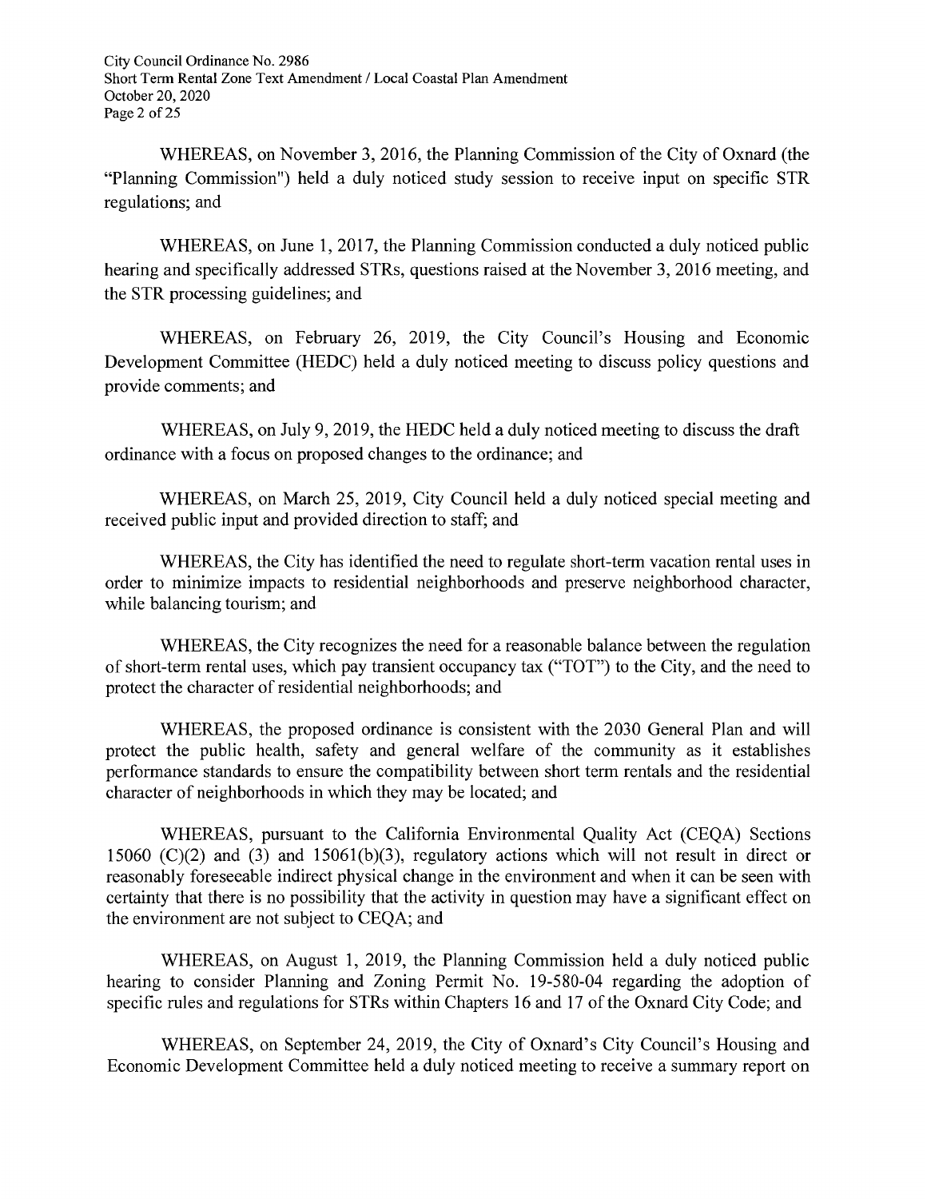WHEREAS, on November 3, 2016, the Planning Commission of the City of Oxnard (the "Planning Commission") held a duly noticed study session to receive input on specific STR regulations; and

WHEREAS, on June 1, 2017, the Planning Commission conducted a duly noticed public hearing and specifically addressed STRs, questions raised at the November 3, 2016 meeting, and the STR processing guidelines; and

WHEREAS, on February 26, 2019, the City Council's Housing and Economic Development Committee (HEDC) held a duly noticed meeting to discuss policy questions and provide comments; and

WHEREAS, on July 9, 2019, the HEDC held a duly noticed meeting to discuss the draft ordinance with a focus on proposed changes to the ordinance; and

WHEREAS, on March 25, 2019, City Council held a duly noticed special meeting and received public input and provided direction to staff; and

WHEREAS, the City has identified the need to regulate short-term vacation rental uses in order to minimize impacts to residential neighborhoods and preserve neighborhood character, while balancing tourism; and

WHEREAS, the City recognizes the need for a reasonable balance between the regulation of short-term rental uses, which pay transient occupancy tax ("TOT") to the City, and the need to protect the character of residential neighborhoods; and

WHEREAS, the proposed ordinance is consistent with the 2030 General Plan and will protect the public health, safety and general welfare of the community as it establishes performance standards to ensure the compatibility between short term rentals and the residential character of neighborhoods in which they may be located; and

WHEREAS, pursuant to the California Environmental Quality Act (CEQA) Sections 15060 (C)(2) and (3) and 15061(b)(3), regulatory actions which will not result in direct or reasonably foreseeable indirect physical change in the environment and when it can be seen with certainty that there is no possibility that the activity in question may have a significant effect on the environment are not subject to CEQA; and

WHEREAS, on August 1, 2019, the Planning Commission held a duly noticed public hearing to consider Planning and Zoning Permit No. 19-580-04 regarding the adoption of specific rules and regulations for STRs within Chapters 16 and 17 of the Oxnard City Code; and

WHEREAS, on September 24, 2019, the City of Oxnard's City Council's Housing and Economic Development Committee held a duly noticed meeting to receive a summary report on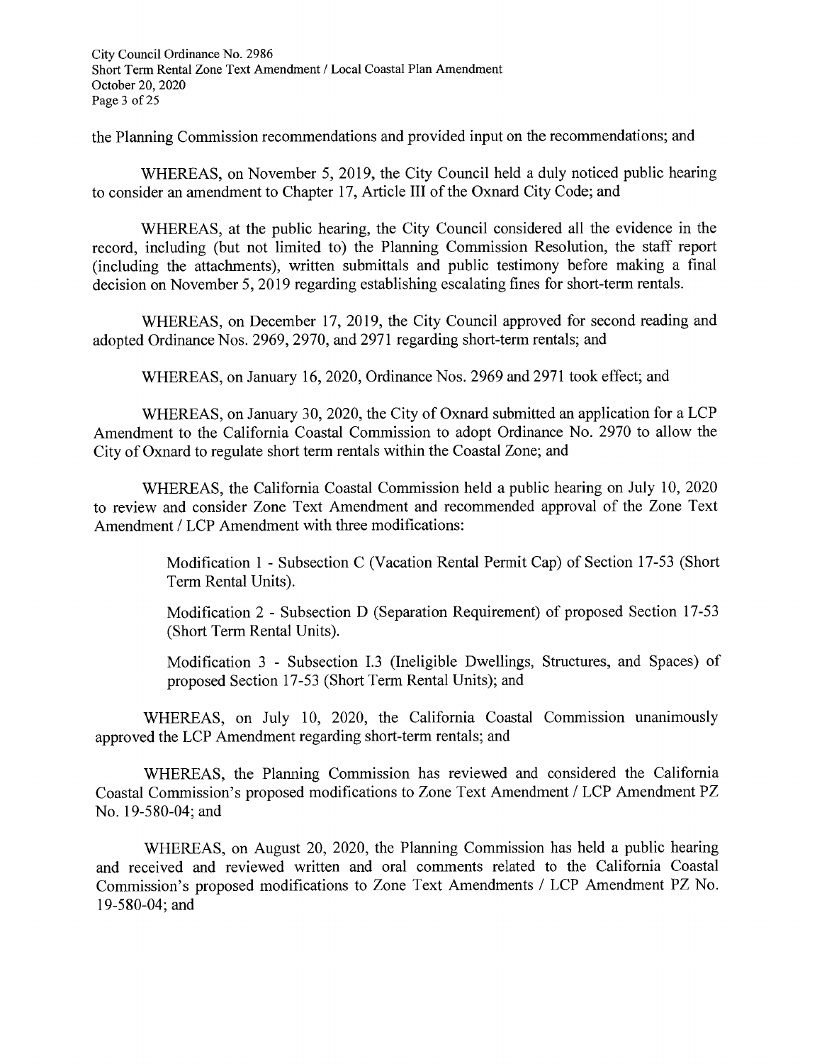the Planning Commission recommendations and provided input on the recommendations; and

WHEREAS, on November 5, 2019, the City Council held a duly noticed public hearing to consider an amendment to Chapter 17, Article III of the Oxnard City Code; and

WHEREAS, at the public hearing, the City Council considered all the evidence in the record, including (but not limited to) the Planning Commission Resolution, the staff report (including the attachments), written submittals and public testimony before making a final decision on November 5, 2019 regarding establishing escalating fines for short-term rentals.

WHEREAS, on December 17, 2019, the City Council approved for second reading and adopted Ordinance Nos. 2969, 2970, and 2971 regarding short-term rentals; and

WHEREAS, on January 16, 2020, Ordinance Nos. 2969 and 2971 took effect; and

WHEREAS, on January 30, 2020, the City of Oxnard submitted an application for a LCP Amendment to the California Coastal Commission to adopt Ordinance No. 2970 to allow the City of Oxnard to regulate short term rentals within the Coastal Zone; and

WHEREAS, the California Coastal Commission held a public hearing on July 10, 2020 to review and consider Zone Text Amendment and recommended approval of the Zone Text Amendment / LCP Amendment with three modifications:

> Modification 1 - Subsection C (Vacation Rental Permit Cap) of Section 17-53 (Short Term Rental Units).
>
> Modification 2 - Subsection D (Separation Requirement) of proposed Section 17-53 (Short Term Rental Units).
>
> Modification 3 - Subsection I.3 (Ineligible Dwellings, Structures, and Spaces) of proposed Section 17-53 (Short Term Rental Units); and

WHEREAS, on July 10, 2020, the California Coastal Commission unanimously approved the LCP Amendment regarding short-term rentals; and

WHEREAS, the Planning Commission has reviewed and considered the California Coastal Commission's proposed modifications to Zone Text Amendment / LCP Amendment PZ No. 19-580-04; and

WHEREAS, on August 20, 2020, the Planning Commission has held a public hearing and received and reviewed written and oral comments related to the California Coastal Commission's proposed modifications to Zone Text Amendments / LCP Amendment PZ No. 19-580-04; and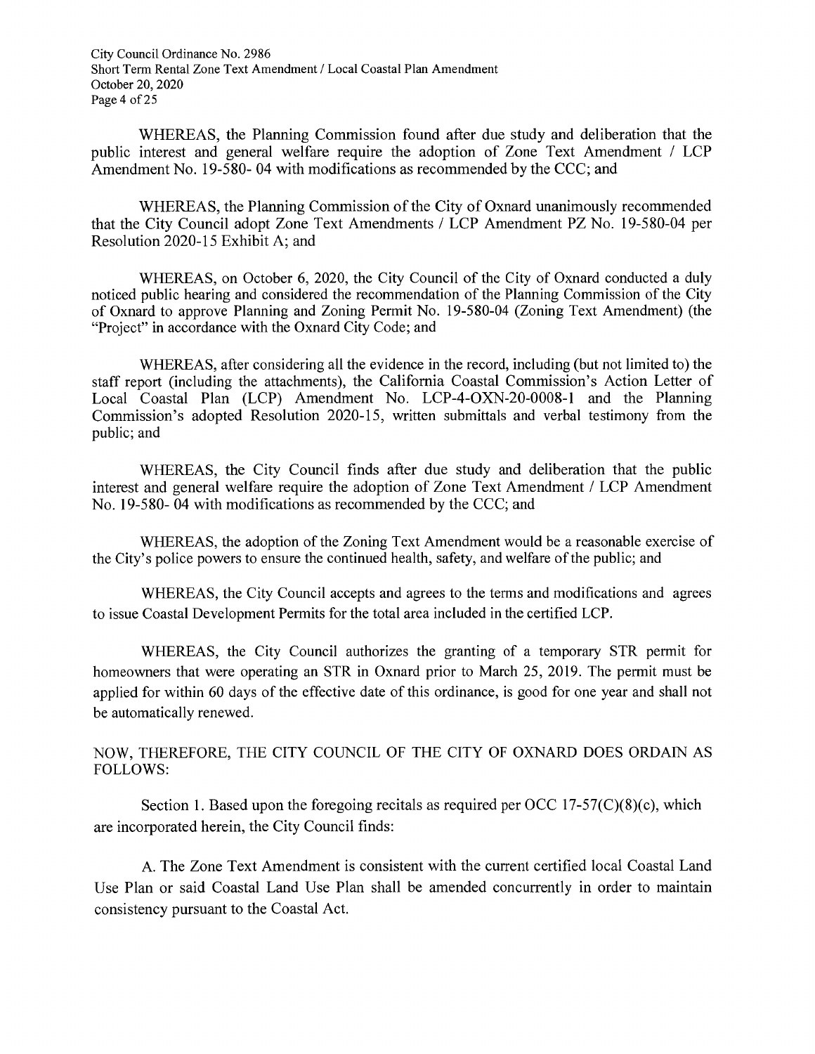WHEREAS, the Planning Commission found after due study and deliberation that the public interest and general welfare require the adoption of Zone Text Amendment / LCP Amendment No. 19-580- 04 with modifications as recommended by the CCC; and

WHEREAS, the Planning Commission of the City of Oxnard unanimously recommended that the City Council adopt Zone Text Amendments / LCP Amendment PZ No. 19-580-04 per Resolution 2020-15 Exhibit A; and

WHEREAS, on October 6, 2020, the City Council of the City of Oxnard conducted a duly noticed public hearing and considered the recommendation of the Planning Commission of the City of Oxnard to approve Planning and Zoning Permit No. 19-580-04 (Zoning Text Amendment) (the "Project" in accordance with the Oxnard City Code; and

WHEREAS, after considering all the evidence in the record, including (but not limited to) the staff report (including the attachments), the California Coastal Commission's Action Letter of Local Coastal Plan (LCP) Amendment No. LCP-4-OXN-20-0008-1 and the Planning Commission's adopted Resolution 2020-15, written submittals and verbal testimony from the public; and

WHEREAS, the City Council finds after due study and deliberation that the public interest and general welfare require the adoption of Zone Text Amendment / LCP Amendment No. 19-580- 04 with modifications as recommended by the CCC; and

WHEREAS, the adoption of the Zoning Text Amendment would be a reasonable exercise of the City's police powers to ensure the continued health, safety, and welfare of the public; and

WHEREAS, the City Council accepts and agrees to the terms and modifications and agrees to issue Coastal Development Permits for the total area included in the certified LCP.

WHEREAS, the City Council authorizes the granting of a temporary STR permit for homeowners that were operating an STR in Oxnard prior to March 25, 2019. The permit must be applied for within 60 days of the effective date of this ordinance, is good for one year and shall not be automatically renewed.

NOW, THEREFORE, THE CITY COUNCIL OF THE CITY OF OXNARD DOES ORDAIN AS FOLLOWS:

Section 1. Based upon the foregoing recitals as required per OCC 17-57(C)(8)(c), which are incorporated herein, the City Council finds:

A. The Zone Text Amendment is consistent with the current certified local Coastal Land Use Plan or said Coastal Land Use Plan shall be amended concurrently in order to maintain consistency pursuant to the Coastal Act.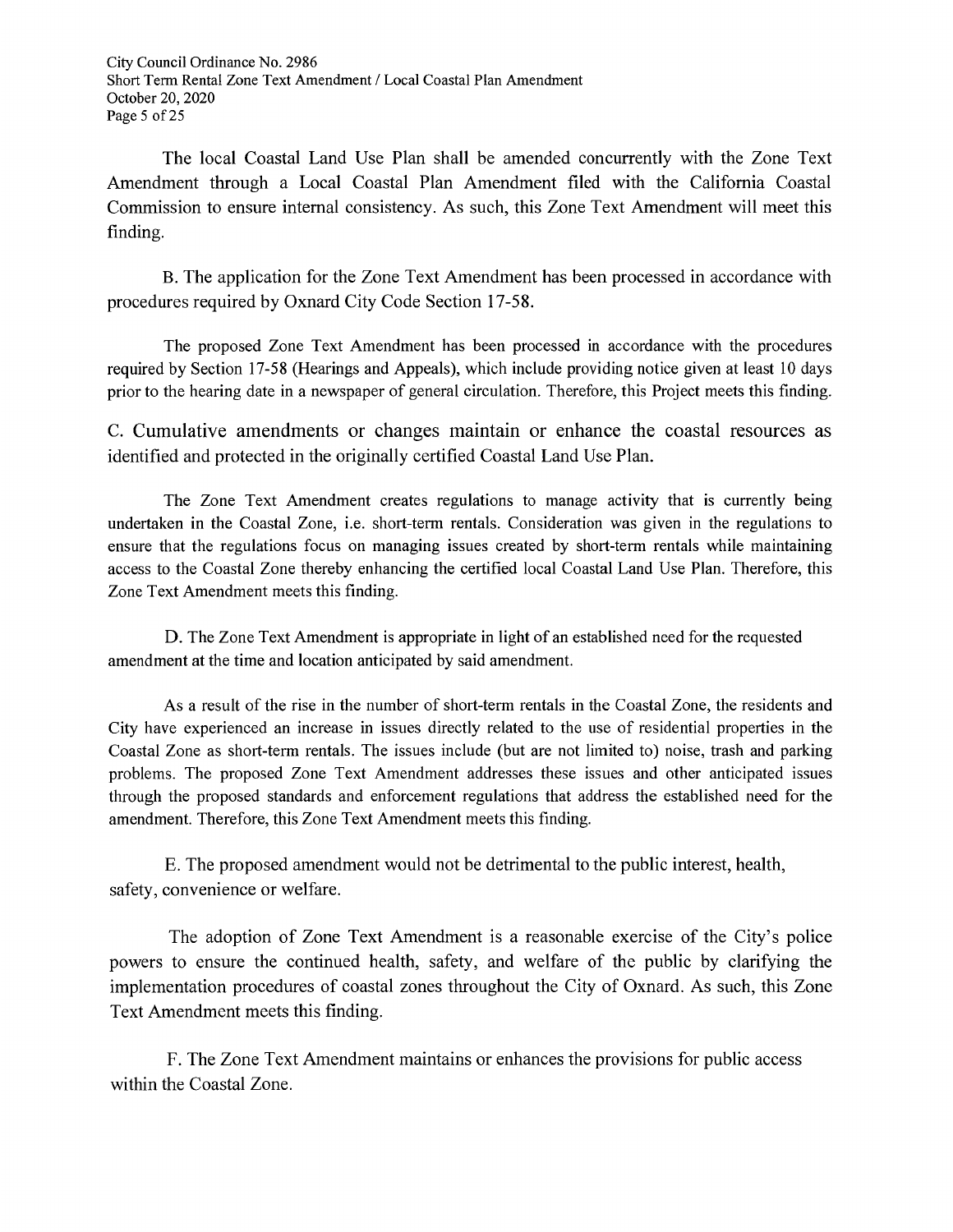The local Coastal Land Use Plan shall be amended concurrently with the Zone Text Amendment through a Local Coastal Plan Amendment filed with the California Coastal Commission to ensure internal consistency. As such, this Zone Text Amendment will meet this finding.

B. The application for the Zone Text Amendment has been processed in accordance with procedures required by Oxnard City Code Section 17-58.

The proposed Zone Text Amendment has been processed in accordance with the procedures required by Section 17-58 (Hearings and Appeals), which include providing notice given at least 10 days prior to the hearing date in a newspaper of general circulation. Therefore, this Project meets this finding.

C. Cumulative amendments or changes maintain or enhance the coastal resources as identified and protected in the originally certified Coastal Land Use Plan.

The Zone Text Amendment creates regulations to manage activity that is currently being undertaken in the Coastal Zone, i.e. short-term rentals. Consideration was given in the regulations to ensure that the regulations focus on managing issues created by short-term rentals while maintaining access to the Coastal Zone thereby enhancing the certified local Coastal Land Use Plan. Therefore, this Zone Text Amendment meets this finding.

D. The Zone Text Amendment is appropriate in light of an established need for the requested amendment at the time and location anticipated by said amendment.

As a result of the rise in the number of short-term rentals in the Coastal Zone, the residents and City have experienced an increase in issues directly related to the use of residential properties in the Coastal Zone as short-term rentals. The issues include (but are not limited to) noise, trash and parking problems. The proposed Zone Text Amendment addresses these issues and other anticipated issues through the proposed standards and enforcement regulations that address the established need for the amendment. Therefore, this Zone Text Amendment meets this finding.

E. The proposed amendment would not be detrimental to the public interest, health, safety, convenience or welfare.

The adoption of Zone Text Amendment is a reasonable exercise of the City's police powers to ensure the continued health, safety, and welfare of the public by clarifying the implementation procedures of coastal zones throughout the City of Oxnard. As such, this Zone Text Amendment meets this finding.

F. The Zone Text Amendment maintains or enhances the provisions for public access within the Coastal Zone.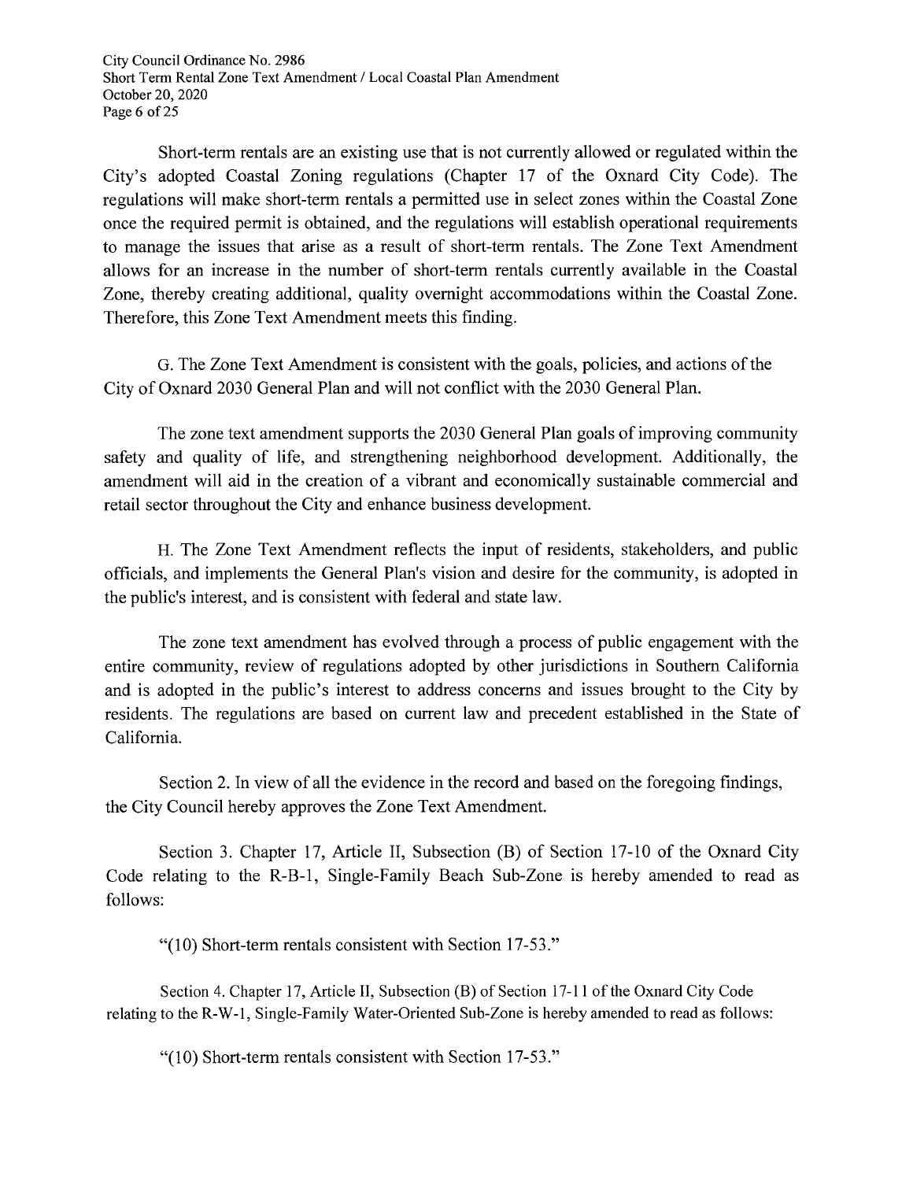Short-term rentals are an existing use that is not currently allowed or regulated within the City's adopted Coastal Zoning regulations (Chapter 17 of the Oxnard City Code). The regulations will make short-term rentals a permitted use in select zones within the Coastal Zone once the required permit is obtained, and the regulations will establish operational requirements to manage the issues that arise as a result of short-term rentals. The Zone Text Amendment allows for an increase in the number of short-term rentals currently available in the Coastal Zone, thereby creating additional, quality overnight accommodations within the Coastal Zone. Therefore, this Zone Text Amendment meets this finding.

G. The Zone Text Amendment is consistent with the goals, policies, and actions of the City of Oxnard 2030 General Plan and will not conflict with the 2030 General Plan.

The zone text amendment supports the 2030 General Plan goals of improving community safety and quality of life, and strengthening neighborhood development. Additionally, the amendment will aid in the creation of a vibrant and economically sustainable commercial and retail sector throughout the City and enhance business development.

H. The Zone Text Amendment reflects the input of residents, stakeholders, and public officials, and implements the General Plan's vision and desire for the community, is adopted in the public's interest, and is consistent with federal and state law.

The zone text amendment has evolved through a process of public engagement with the entire community, review of regulations adopted by other jurisdictions in Southern California and is adopted in the public's interest to address concerns and issues brought to the City by residents. The regulations are based on current law and precedent established in the State of California.

Section 2. In view of all the evidence in the record and based on the foregoing findings, the City Council hereby approves the Zone Text Amendment.

Section 3. Chapter 17, Article II, Subsection (B) of Section 17-10 of the Oxnard City Code relating to the R-B-1, Single-Family Beach Sub-Zone is hereby amended to read as follows:

"(10) Short-term rentals consistent with Section 17-53."

Section 4. Chapter 17, Article II, Subsection (B) of Section 17-11 of the Oxnard City Code relating to the R-W-1, Single-Family Water-Oriented Sub-Zone is hereby amended to read as follows:

"(10) Short-term rentals consistent with Section 17-53."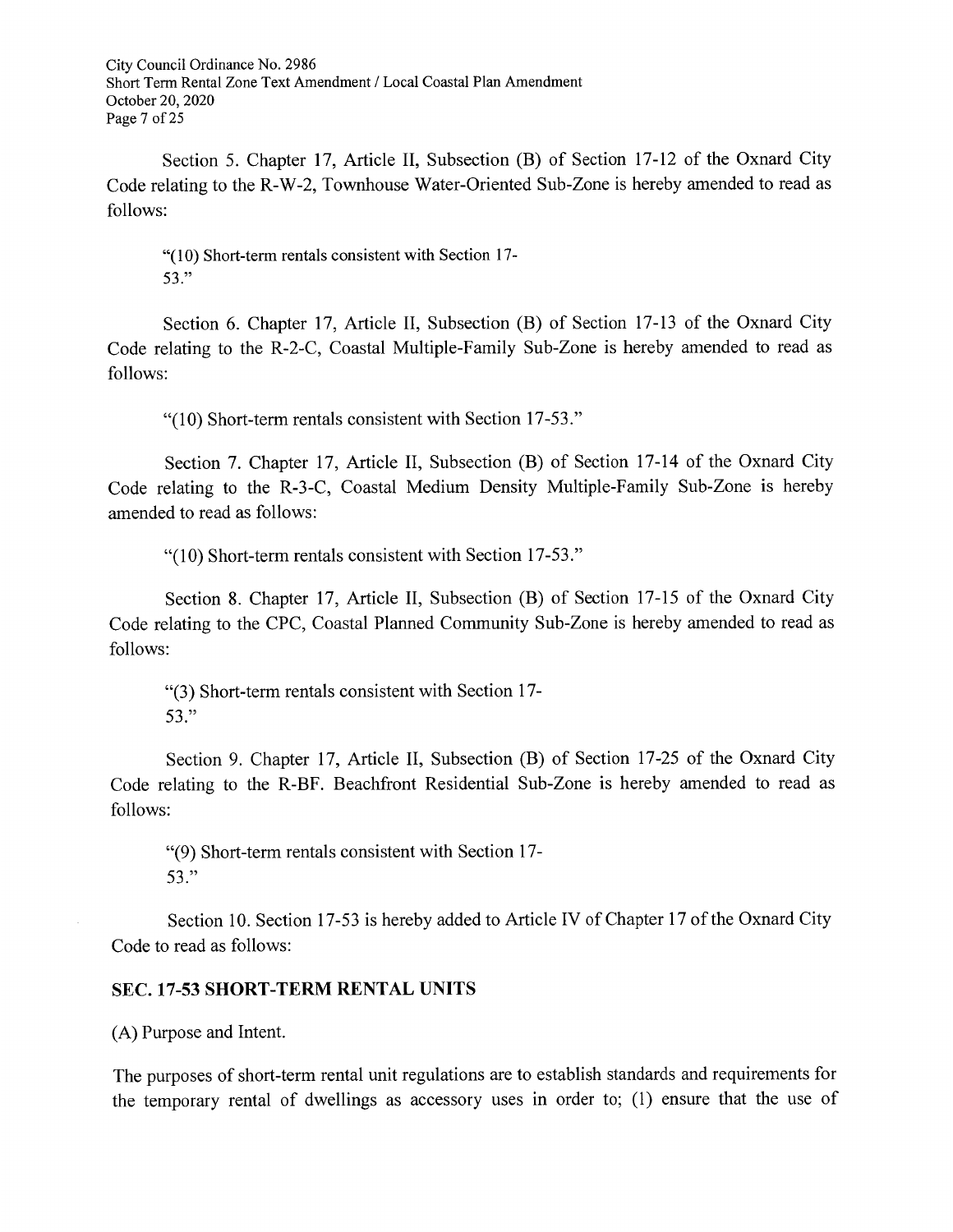Section 5. Chapter 17, Article II, Subsection (B) of Section 17-12 of the Oxnard City Code relating to the R-W-2, Townhouse Water-Oriented Sub-Zone is hereby amended to read as follows:

> "(10) Short-term rentals consistent with Section 17-53."

Section 6. Chapter 17, Article II, Subsection (B) of Section 17-13 of the Oxnard City Code relating to the R-2-C, Coastal Multiple-Family Sub-Zone is hereby amended to read as follows:

> "(10) Short-term rentals consistent with Section 17-53."

Section 7. Chapter 17, Article II, Subsection (B) of Section 17-14 of the Oxnard City Code relating to the R-3-C, Coastal Medium Density Multiple-Family Sub-Zone is hereby amended to read as follows:

> "(10) Short-term rentals consistent with Section 17-53."

Section 8. Chapter 17, Article II, Subsection (B) of Section 17-15 of the Oxnard City Code relating to the CPC, Coastal Planned Community Sub-Zone is hereby amended to read as follows:

> "(3) Short-term rentals consistent with Section 17-53."

Section 9. Chapter 17, Article II, Subsection (B) of Section 17-25 of the Oxnard City Code relating to the R-BF. Beachfront Residential Sub-Zone is hereby amended to read as follows:

> "(9) Short-term rentals consistent with Section 17-53."

Section 10. Section 17-53 is hereby added to Article IV of Chapter 17 of the Oxnard City Code to read as follows:

**SEC. 17-53 SHORT-TERM RENTAL UNITS**

(A) Purpose and Intent.

The purposes of short-term rental unit regulations are to establish standards and requirements for the temporary rental of dwellings as accessory uses in order to; (1) ensure that the use of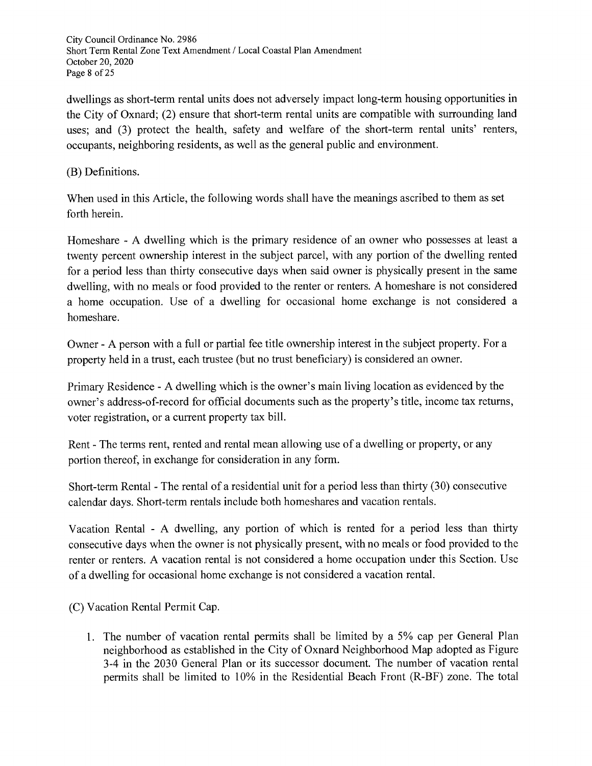dwellings as short-term rental units does not adversely impact long-term housing opportunities in the City of Oxnard; (2) ensure that short-term rental units are compatible with surrounding land uses; and (3) protect the health, safety and welfare of the short-term rental units' renters, occupants, neighboring residents, as well as the general public and environment.

(B) Definitions.

When used in this Article, the following words shall have the meanings ascribed to them as set forth herein.

Homeshare - A dwelling which is the primary residence of an owner who possesses at least a twenty percent ownership interest in the subject parcel, with any portion of the dwelling rented for a period less than thirty consecutive days when said owner is physically present in the same dwelling, with no meals or food provided to the renter or renters. A homeshare is not considered a home occupation. Use of a dwelling for occasional home exchange is not considered a homeshare.

Owner - A person with a full or partial fee title ownership interest in the subject property. For a property held in a trust, each trustee (but no trust beneficiary) is considered an owner.

Primary Residence - A dwelling which is the owner's main living location as evidenced by the owner's address-of-record for official documents such as the property's title, income tax returns, voter registration, or a current property tax bill.

Rent - The terms rent, rented and rental mean allowing use of a dwelling or property, or any portion thereof, in exchange for consideration in any form.

Short-term Rental - The rental of a residential unit for a period less than thirty (30) consecutive calendar days. Short-term rentals include both homeshares and vacation rentals.

Vacation Rental - A dwelling, any portion of which is rented for a period less than thirty consecutive days when the owner is not physically present, with no meals or food provided to the renter or renters. A vacation rental is not considered a home occupation under this Section. Use of a dwelling for occasional home exchange is not considered a vacation rental.

(C) Vacation Rental Permit Cap.

1. The number of vacation rental permits shall be limited by a 5% cap per General Plan neighborhood as established in the City of Oxnard Neighborhood Map adopted as Figure 3-4 in the 2030 General Plan or its successor document. The number of vacation rental permits shall be limited to 10% in the Residential Beach Front (R-BF) zone. The total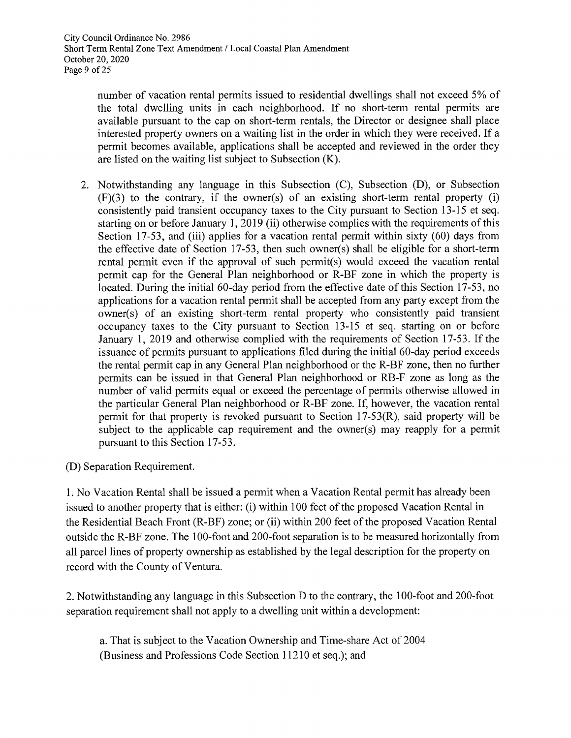number of vacation rental permits issued to residential dwellings shall not exceed 5% of the total dwelling units in each neighborhood. If no short-term rental permits are available pursuant to the cap on short-term rentals, the Director or designee shall place interested property owners on a waiting list in the order in which they were received. If a permit becomes available, applications shall be accepted and reviewed in the order they are listed on the waiting list subject to Subsection (K).

2. Notwithstanding any language in this Subsection (C), Subsection (D), or Subsection (F)(3) to the contrary, if the owner(s) of an existing short-term rental property (i) consistently paid transient occupancy taxes to the City pursuant to Section 13-15 et seq. starting on or before January 1, 2019 (ii) otherwise complies with the requirements of this Section 17-53, and (iii) applies for a vacation rental permit within sixty (60) days from the effective date of Section 17-53, then such owner(s) shall be eligible for a short-term rental permit even if the approval of such permit(s) would exceed the vacation rental permit cap for the General Plan neighborhood or R-BF zone in which the property is located. During the initial 60-day period from the effective date of this Section 17-53, no applications for a vacation rental permit shall be accepted from any party except from the owner(s) of an existing short-term rental property who consistently paid transient occupancy taxes to the City pursuant to Section 13-15 et seq. starting on or before January 1, 2019 and otherwise complied with the requirements of Section 17-53. If the issuance of permits pursuant to applications filed during the initial 60-day period exceeds the rental permit cap in any General Plan neighborhood or the R-BF zone, then no further permits can be issued in that General Plan neighborhood or RB-F zone as long as the number of valid permits equal or exceed the percentage of permits otherwise allowed in the particular General Plan neighborhood or R-BF zone. If, however, the vacation rental permit for that property is revoked pursuant to Section 17-53(R), said property will be subject to the applicable cap requirement and the owner(s) may reapply for a permit pursuant to this Section 17-53.

(D) Separation Requirement.

1. No Vacation Rental shall be issued a permit when a Vacation Rental permit has already been issued to another property that is either: (i) within 100 feet of the proposed Vacation Rental in the Residential Beach Front (R-BF) zone; or (ii) within 200 feet of the proposed Vacation Rental outside the R-BF zone. The 100-foot and 200-foot separation is to be measured horizontally from all parcel lines of property ownership as established by the legal description for the property on record with the County of Ventura.

2. Notwithstanding any language in this Subsection D to the contrary, the 100-foot and 200-foot separation requirement shall not apply to a dwelling unit within a development:

a. That is subject to the Vacation Ownership and Time-share Act of 2004 (Business and Professions Code Section 11210 et seq.); and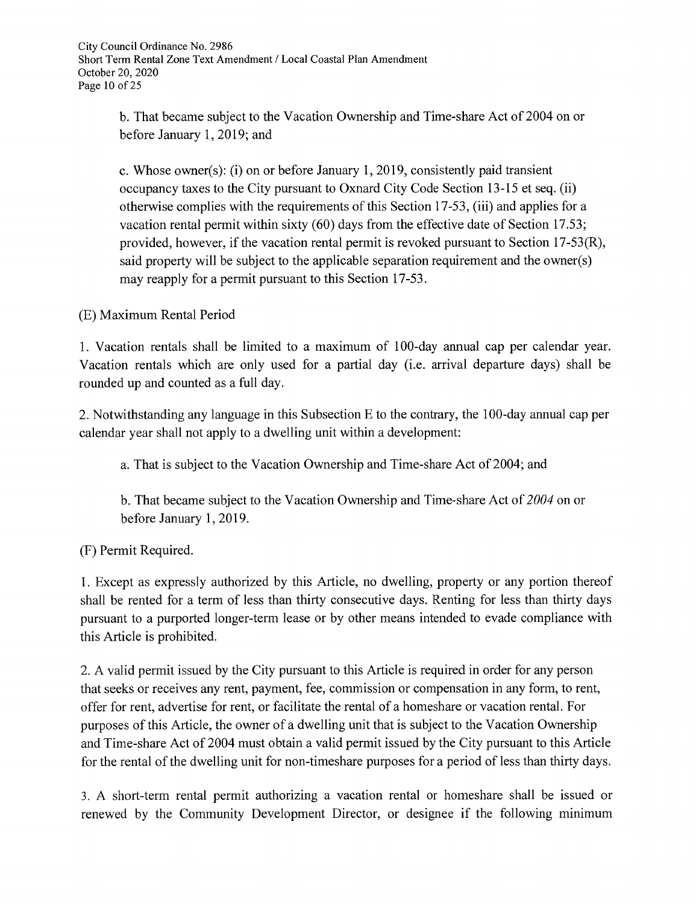b. That became subject to the Vacation Ownership and Time-share Act of 2004 on or before January 1, 2019; and

c. Whose owner(s): (i) on or before January 1, 2019, consistently paid transient occupancy taxes to the City pursuant to Oxnard City Code Section 13-15 et seq. (ii) otherwise complies with the requirements of this Section 17-53, (iii) and applies for a vacation rental permit within sixty (60) days from the effective date of Section 17.53; provided, however, if the vacation rental permit is revoked pursuant to Section 17-53(R), said property will be subject to the applicable separation requirement and the owner(s) may reapply for a permit pursuant to this Section 17-53.

(E) Maximum Rental Period

1. Vacation rentals shall be limited to a maximum of 100-day annual cap per calendar year. Vacation rentals which are only used for a partial day (i.e. arrival departure days) shall be rounded up and counted as a full day.

2. Notwithstanding any language in this Subsection E to the contrary, the 100-day annual cap per calendar year shall not apply to a dwelling unit within a development:

a. That is subject to the Vacation Ownership and Time-share Act of 2004; and

b. That became subject to the Vacation Ownership and Time-share Act of *2004* on or before January 1, 2019.

(F) Permit Required.

1. Except as expressly authorized by this Article, no dwelling, property or any portion thereof shall be rented for a term of less than thirty consecutive days. Renting for less than thirty days pursuant to a purported longer-term lease or by other means intended to evade compliance with this Article is prohibited.

2. A valid permit issued by the City pursuant to this Article is required in order for any person that seeks or receives any rent, payment, fee, commission or compensation in any form, to rent, offer for rent, advertise for rent, or facilitate the rental of a homeshare or vacation rental. For purposes of this Article, the owner of a dwelling unit that is subject to the Vacation Ownership and Time-share Act of 2004 must obtain a valid permit issued by the City pursuant to this Article for the rental of the dwelling unit for non-timeshare purposes for a period of less than thirty days.

3. A short-term rental permit authorizing a vacation rental or homeshare shall be issued or renewed by the Community Development Director, or designee if the following minimum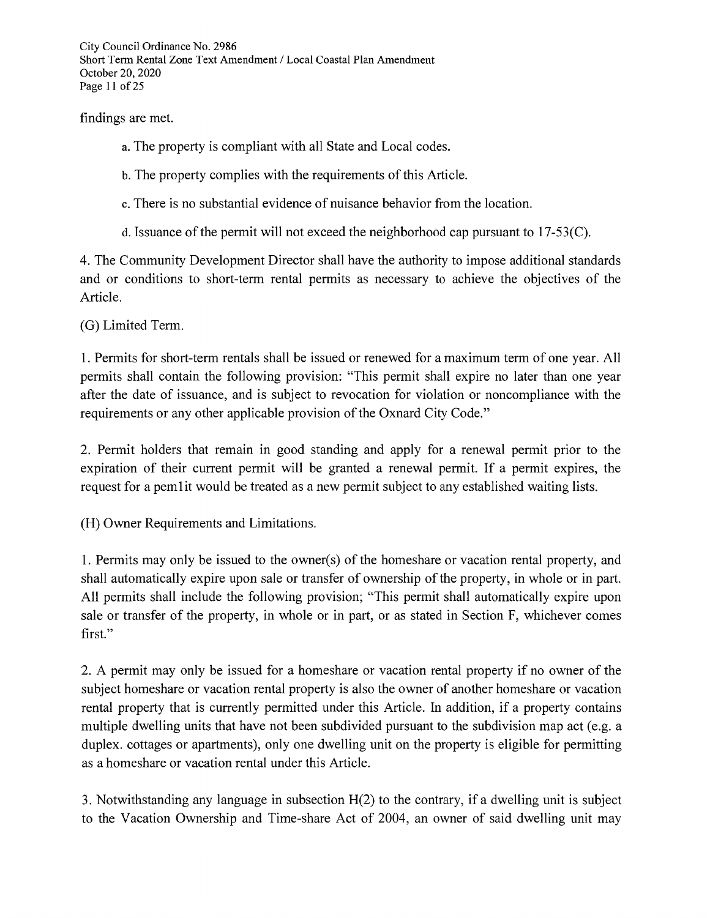findings are met.

a. The property is compliant with all State and Local codes.

b. The property complies with the requirements of this Article.

c. There is no substantial evidence of nuisance behavior from the location.

d. Issuance of the permit will not exceed the neighborhood cap pursuant to 17-53(C).

4. The Community Development Director shall have the authority to impose additional standards and or conditions to short-term rental permits as necessary to achieve the objectives of the Article.

(G) Limited Term.

1. Permits for short-term rentals shall be issued or renewed for a maximum term of one year. All permits shall contain the following provision: "This permit shall expire no later than one year after the date of issuance, and is subject to revocation for violation or noncompliance with the requirements or any other applicable provision of the Oxnard City Code."

2. Permit holders that remain in good standing and apply for a renewal permit prior to the expiration of their current permit will be granted a renewal permit. If a permit expires, the request for a pem1it would be treated as a new permit subject to any established waiting lists.

(H) Owner Requirements and Limitations.

1. Permits may only be issued to the owner(s) of the homeshare or vacation rental property, and shall automatically expire upon sale or transfer of ownership of the property, in whole or in part. All permits shall include the following provision; "This permit shall automatically expire upon sale or transfer of the property, in whole or in part, or as stated in Section F, whichever comes first."

2. A permit may only be issued for a homeshare or vacation rental property if no owner of the subject homeshare or vacation rental property is also the owner of another homeshare or vacation rental property that is currently permitted under this Article. In addition, if a property contains multiple dwelling units that have not been subdivided pursuant to the subdivision map act (e.g. a duplex. cottages or apartments), only one dwelling unit on the property is eligible for permitting as a homeshare or vacation rental under this Article.

3. Notwithstanding any language in subsection H(2) to the contrary, if a dwelling unit is subject to the Vacation Ownership and Time-share Act of 2004, an owner of said dwelling unit may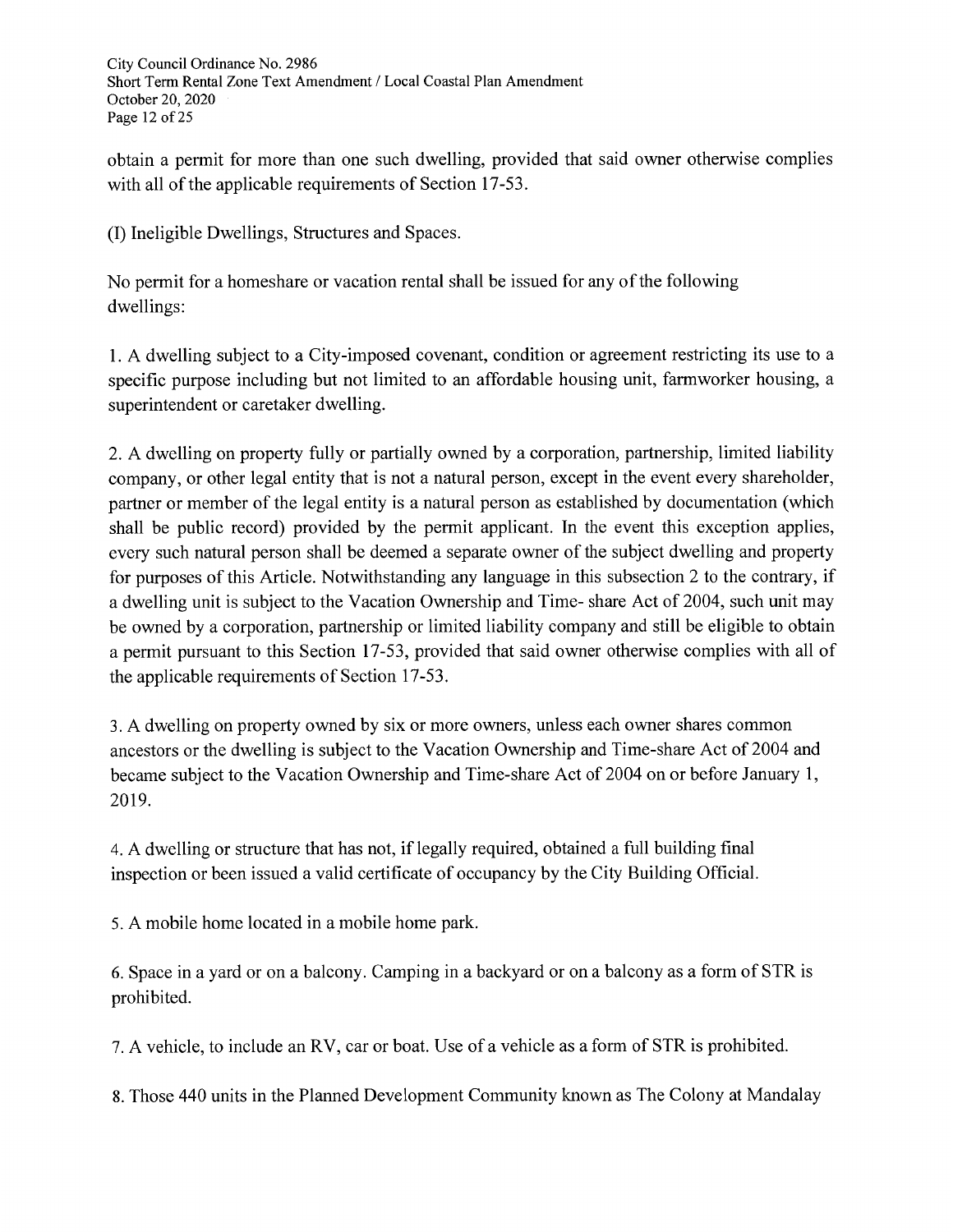obtain a permit for more than one such dwelling, provided that said owner otherwise complies with all of the applicable requirements of Section 17-53.

(I) Ineligible Dwellings, Structures and Spaces.

No permit for a homeshare or vacation rental shall be issued for any of the following dwellings:

1. A dwelling subject to a City-imposed covenant, condition or agreement restricting its use to a specific purpose including but not limited to an affordable housing unit, farmworker housing, a superintendent or caretaker dwelling.

2. A dwelling on property fully or partially owned by a corporation, partnership, limited liability company, or other legal entity that is not a natural person, except in the event every shareholder, partner or member of the legal entity is a natural person as established by documentation (which shall be public record) provided by the permit applicant. In the event this exception applies, every such natural person shall be deemed a separate owner of the subject dwelling and property for purposes of this Article. Notwithstanding any language in this subsection 2 to the contrary, if a dwelling unit is subject to the Vacation Ownership and Time- share Act of 2004, such unit may be owned by a corporation, partnership or limited liability company and still be eligible to obtain a permit pursuant to this Section 17-53, provided that said owner otherwise complies with all of the applicable requirements of Section 17-53.

3. A dwelling on property owned by six or more owners, unless each owner shares common ancestors or the dwelling is subject to the Vacation Ownership and Time-share Act of 2004 and became subject to the Vacation Ownership and Time-share Act of 2004 on or before January 1, 2019.

4. A dwelling or structure that has not, if legally required, obtained a full building final inspection or been issued a valid certificate of occupancy by the City Building Official.

5. A mobile home located in a mobile home park.

6. Space in a yard or on a balcony. Camping in a backyard or on a balcony as a form of STR is prohibited.

7. A vehicle, to include an RV, car or boat. Use of a vehicle as a form of STR is prohibited.

8. Those 440 units in the Planned Development Community known as The Colony at Mandalay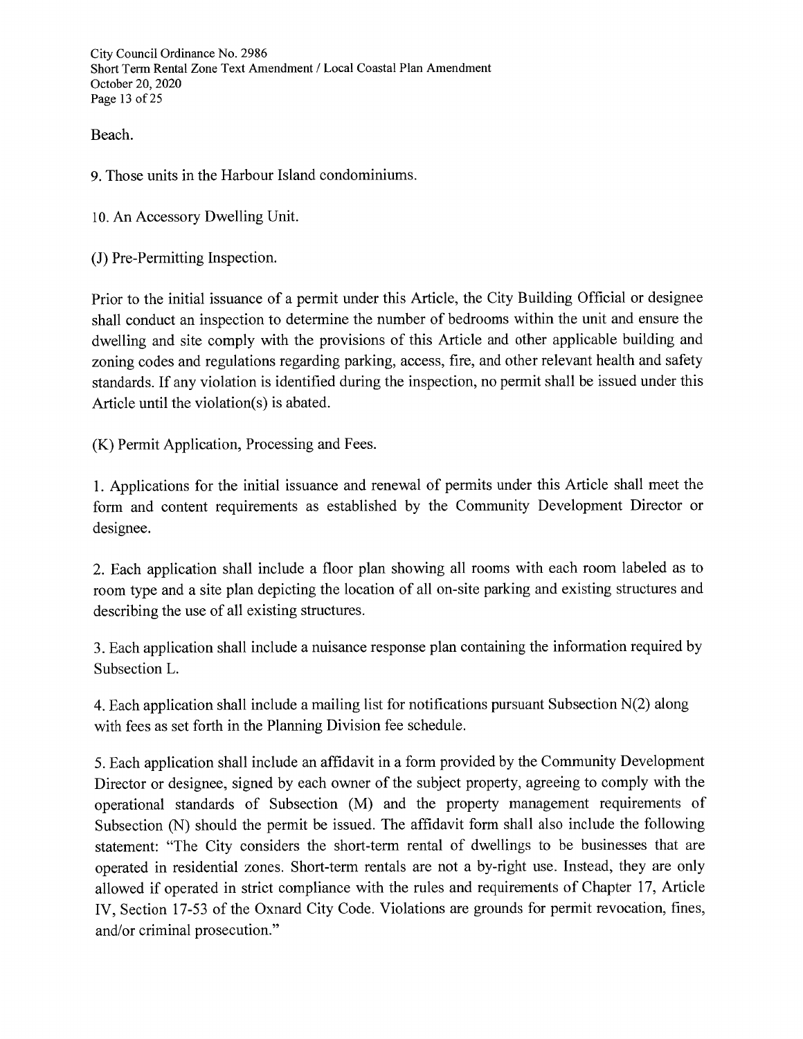Beach.

9. Those units in the Harbour Island condominiums.

10. An Accessory Dwelling Unit.

(J) Pre-Permitting Inspection.

Prior to the initial issuance of a permit under this Article, the City Building Official or designee shall conduct an inspection to determine the number of bedrooms within the unit and ensure the dwelling and site comply with the provisions of this Article and other applicable building and zoning codes and regulations regarding parking, access, fire, and other relevant health and safety standards. If any violation is identified during the inspection, no permit shall be issued under this Article until the violation(s) is abated.

(K) Permit Application, Processing and Fees.

1. Applications for the initial issuance and renewal of permits under this Article shall meet the form and content requirements as established by the Community Development Director or designee.

2. Each application shall include a floor plan showing all rooms with each room labeled as to room type and a site plan depicting the location of all on-site parking and existing structures and describing the use of all existing structures.

3. Each application shall include a nuisance response plan containing the information required by Subsection L.

4. Each application shall include a mailing list for notifications pursuant Subsection N(2) along with fees as set forth in the Planning Division fee schedule.

5. Each application shall include an affidavit in a form provided by the Community Development Director or designee, signed by each owner of the subject property, agreeing to comply with the operational standards of Subsection (M) and the property management requirements of Subsection (N) should the permit be issued. The affidavit form shall also include the following statement: "The City considers the short-term rental of dwellings to be businesses that are operated in residential zones. Short-term rentals are not a by-right use. Instead, they are only allowed if operated in strict compliance with the rules and requirements of Chapter 17, Article IV, Section 17-53 of the Oxnard City Code. Violations are grounds for permit revocation, fines, and/or criminal prosecution."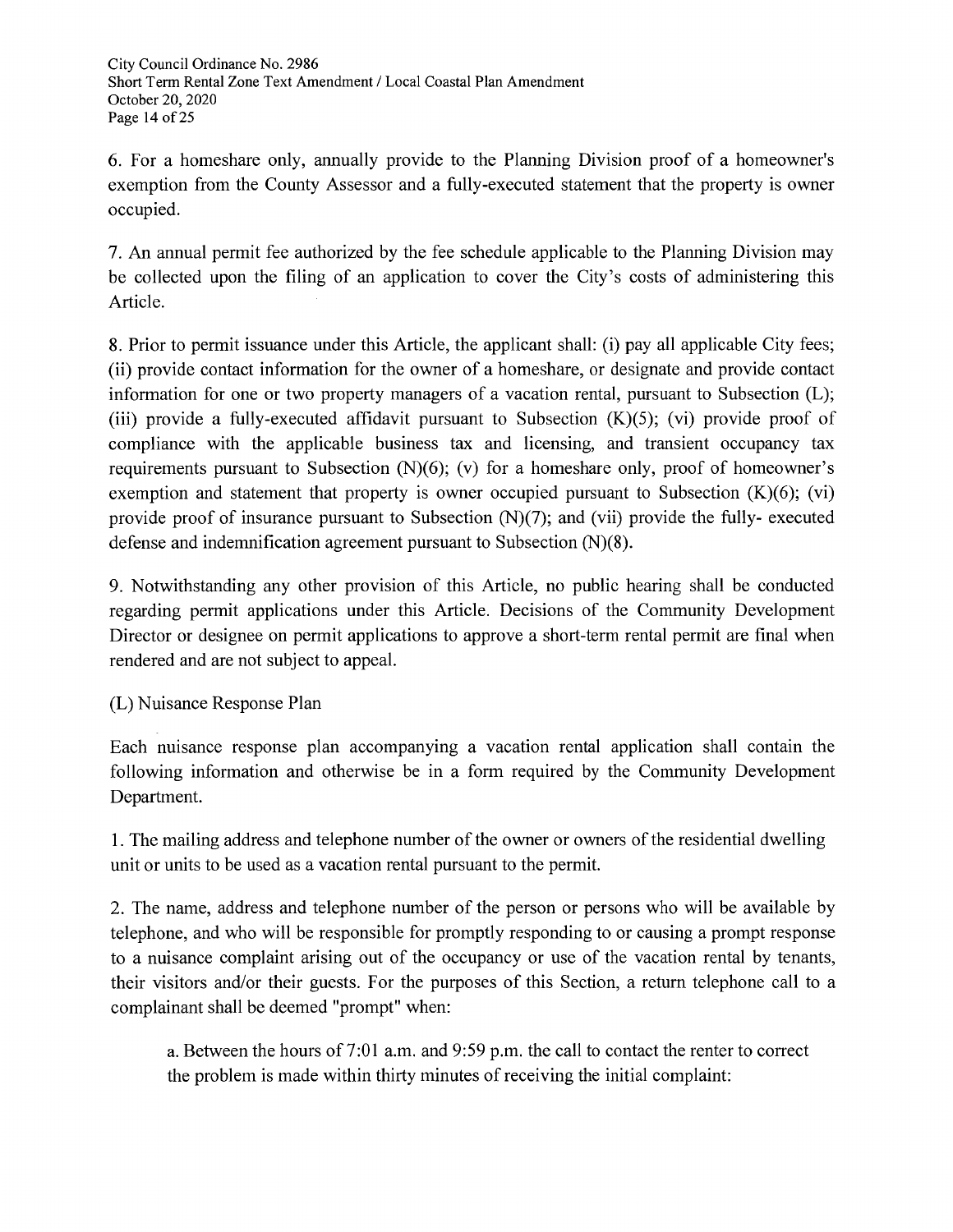6. For a homeshare only, annually provide to the Planning Division proof of a homeowner's exemption from the County Assessor and a fully-executed statement that the property is owner occupied.

7. An annual permit fee authorized by the fee schedule applicable to the Planning Division may be collected upon the filing of an application to cover the City's costs of administering this Article.

8. Prior to permit issuance under this Article, the applicant shall: (i) pay all applicable City fees; (ii) provide contact information for the owner of a homeshare, or designate and provide contact information for one or two property managers of a vacation rental, pursuant to Subsection (L); (iii) provide a fully-executed affidavit pursuant to Subsection (K)(5); (vi) provide proof of compliance with the applicable business tax and licensing, and transient occupancy tax requirements pursuant to Subsection (N)(6); (v) for a homeshare only, proof of homeowner's exemption and statement that property is owner occupied pursuant to Subsection (K)(6); (vi) provide proof of insurance pursuant to Subsection (N)(7); and (vii) provide the fully- executed defense and indemnification agreement pursuant to Subsection (N)(8).

9. Notwithstanding any other provision of this Article, no public hearing shall be conducted regarding permit applications under this Article. Decisions of the Community Development Director or designee on permit applications to approve a short-term rental permit are final when rendered and are not subject to appeal.

(L) Nuisance Response Plan

Each nuisance response plan accompanying a vacation rental application shall contain the following information and otherwise be in a form required by the Community Development Department.

1. The mailing address and telephone number of the owner or owners of the residential dwelling unit or units to be used as a vacation rental pursuant to the permit.

2. The name, address and telephone number of the person or persons who will be available by telephone, and who will be responsible for promptly responding to or causing a prompt response to a nuisance complaint arising out of the occupancy or use of the vacation rental by tenants, their visitors and/or their guests. For the purposes of this Section, a return telephone call to a complainant shall be deemed "prompt" when:

> a. Between the hours of 7:01 a.m. and 9:59 p.m. the call to contact the renter to correct the problem is made within thirty minutes of receiving the initial complaint: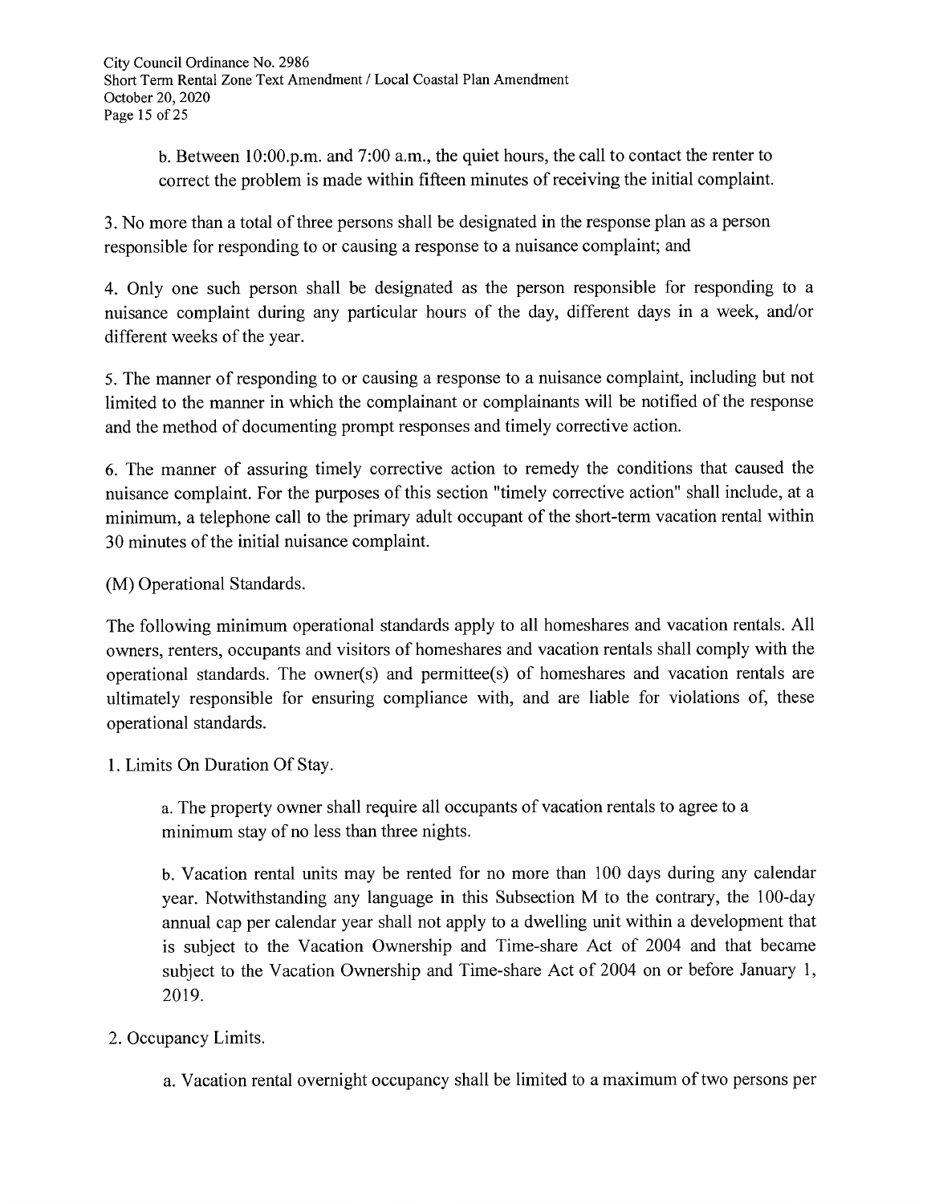b. Between 10:00.p.m. and 7:00 a.m., the quiet hours, the call to contact the renter to correct the problem is made within fifteen minutes of receiving the initial complaint.

3. No more than a total of three persons shall be designated in the response plan as a person responsible for responding to or causing a response to a nuisance complaint; and

4. Only one such person shall be designated as the person responsible for responding to a nuisance complaint during any particular hours of the day, different days in a week, and/or different weeks of the year.

5. The manner of responding to or causing a response to a nuisance complaint, including but not limited to the manner in which the complainant or complainants will be notified of the response and the method of documenting prompt responses and timely corrective action.

6. The manner of assuring timely corrective action to remedy the conditions that caused the nuisance complaint. For the purposes of this section "timely corrective action" shall include, at a minimum, a telephone call to the primary adult occupant of the short-term vacation rental within 30 minutes of the initial nuisance complaint.

(M) Operational Standards.

The following minimum operational standards apply to all homeshares and vacation rentals. All owners, renters, occupants and visitors of homeshares and vacation rentals shall comply with the operational standards. The owner(s) and permittee(s) of homeshares and vacation rentals are ultimately responsible for ensuring compliance with, and are liable for violations of, these operational standards.

1. Limits On Duration Of Stay.

a. The property owner shall require all occupants of vacation rentals to agree to a minimum stay of no less than three nights.

b. Vacation rental units may be rented for no more than 100 days during any calendar year. Notwithstanding any language in this Subsection M to the contrary, the 100-day annual cap per calendar year shall not apply to a dwelling unit within a development that is subject to the Vacation Ownership and Time-share Act of 2004 and that became subject to the Vacation Ownership and Time-share Act of 2004 on or before January 1, 2019.

2. Occupancy Limits.

a. Vacation rental overnight occupancy shall be limited to a maximum of two persons per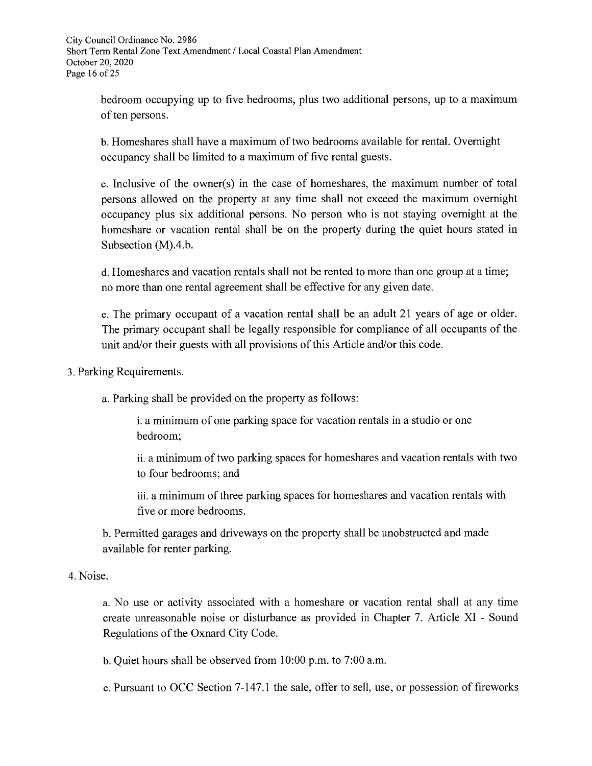bedroom occupying up to five bedrooms, plus two additional persons, up to a maximum of ten persons.

b. Homeshares shall have a maximum of two bedrooms available for rental. Overnight occupancy shall be limited to a maximum of five rental guests.

c. Inclusive of the owner(s) in the case of homeshares, the maximum number of total persons allowed on the property at any time shall not exceed the maximum overnight occupancy plus six additional persons. No person who is not staying overnight at the homeshare or vacation rental shall be on the property during the quiet hours stated in Subsection (M).4.b.

d. Homeshares and vacation rentals shall not be rented to more than one group at a time; no more than one rental agreement shall be effective for any given date.

e. The primary occupant of a vacation rental shall be an adult 21 years of age or older. The primary occupant shall be legally responsible for compliance of all occupants of the unit and/or their guests with all provisions of this Article and/or this code.

3. Parking Requirements.

a. Parking shall be provided on the property as follows:

i. a minimum of one parking space for vacation rentals in a studio or one bedroom;

ii. a minimum of two parking spaces for homeshares and vacation rentals with two to four bedrooms; and

iii. a minimum of three parking spaces for homeshares and vacation rentals with five or more bedrooms.

b. Permitted garages and driveways on the property shall be unobstructed and made available for renter parking.

4. Noise.

a. No use or activity associated with a homeshare or vacation rental shall at any time create unreasonable noise or disturbance as provided in Chapter 7. Article XI - Sound Regulations of the Oxnard City Code.

b. Quiet hours shall be observed from 10:00 p.m. to 7:00 a.m.

c. Pursuant to OCC Section 7-147.1 the sale, offer to sell, use, or possession of fireworks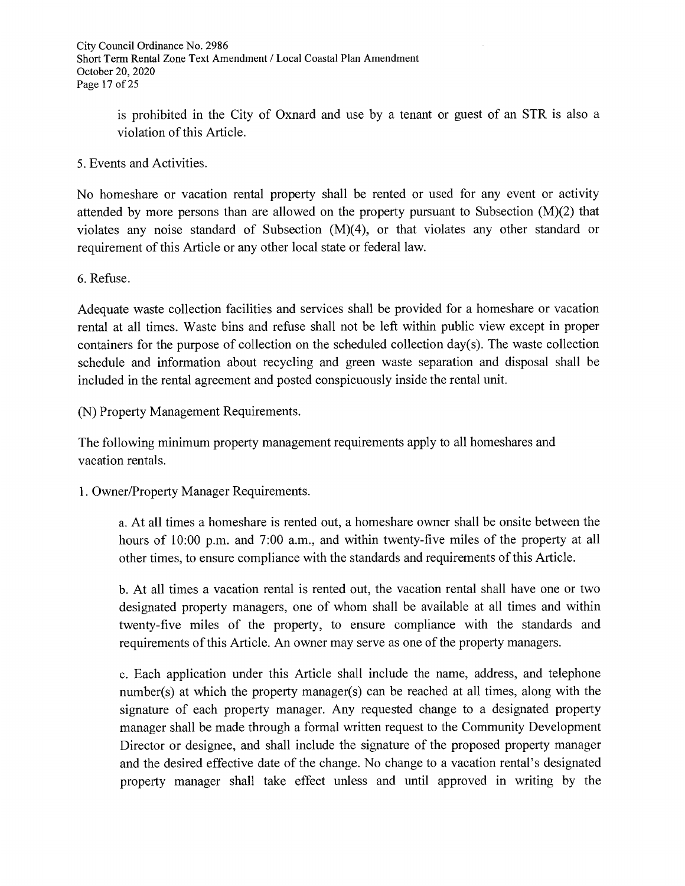is prohibited in the City of Oxnard and use by a tenant or guest of an STR is also a violation of this Article.

5. Events and Activities.

No homeshare or vacation rental property shall be rented or used for any event or activity attended by more persons than are allowed on the property pursuant to Subsection (M)(2) that violates any noise standard of Subsection (M)(4), or that violates any other standard or requirement of this Article or any other local state or federal law.

6. Refuse.

Adequate waste collection facilities and services shall be provided for a homeshare or vacation rental at all times. Waste bins and refuse shall not be left within public view except in proper containers for the purpose of collection on the scheduled collection day(s). The waste collection schedule and information about recycling and green waste separation and disposal shall be included in the rental agreement and posted conspicuously inside the rental unit.

(N) Property Management Requirements.

The following minimum property management requirements apply to all homeshares and vacation rentals.

1. Owner/Property Manager Requirements.

a. At all times a homeshare is rented out, a homeshare owner shall be onsite between the hours of 10:00 p.m. and 7:00 a.m., and within twenty-five miles of the property at all other times, to ensure compliance with the standards and requirements of this Article.

b. At all times a vacation rental is rented out, the vacation rental shall have one or two designated property managers, one of whom shall be available at all times and within twenty-five miles of the property, to ensure compliance with the standards and requirements of this Article. An owner may serve as one of the property managers.

c. Each application under this Article shall include the name, address, and telephone number(s) at which the property manager(s) can be reached at all times, along with the signature of each property manager. Any requested change to a designated property manager shall be made through a formal written request to the Community Development Director or designee, and shall include the signature of the proposed property manager and the desired effective date of the change. No change to a vacation rental's designated property manager shall take effect unless and until approved in writing by the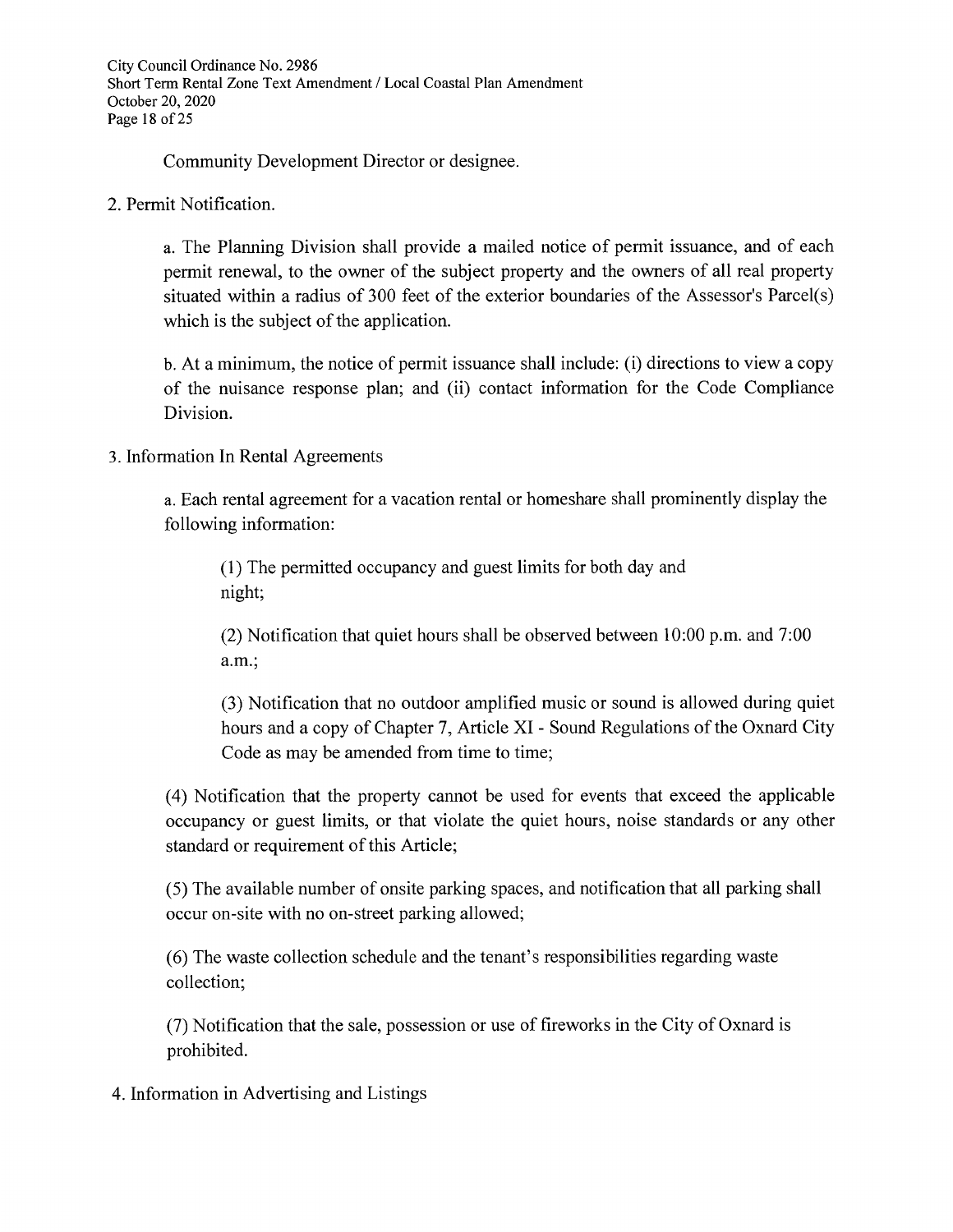Community Development Director or designee.

2. Permit Notification.

a. The Planning Division shall provide a mailed notice of permit issuance, and of each permit renewal, to the owner of the subject property and the owners of all real property situated within a radius of 300 feet of the exterior boundaries of the Assessor's Parcel(s) which is the subject of the application.

b. At a minimum, the notice of permit issuance shall include: (i) directions to view a copy of the nuisance response plan; and (ii) contact information for the Code Compliance Division.

3. Information In Rental Agreements

a. Each rental agreement for a vacation rental or homeshare shall prominently display the following information:

(1) The permitted occupancy and guest limits for both day and night;

(2) Notification that quiet hours shall be observed between 10:00 p.m. and 7:00 a.m.;

(3) Notification that no outdoor amplified music or sound is allowed during quiet hours and a copy of Chapter 7, Article XI - Sound Regulations of the Oxnard City Code as may be amended from time to time;

(4) Notification that the property cannot be used for events that exceed the applicable occupancy or guest limits, or that violate the quiet hours, noise standards or any other standard or requirement of this Article;

(5) The available number of onsite parking spaces, and notification that all parking shall occur on-site with no on-street parking allowed;

(6) The waste collection schedule and the tenant's responsibilities regarding waste collection;

(7) Notification that the sale, possession or use of fireworks in the City of Oxnard is prohibited.

4. Information in Advertising and Listings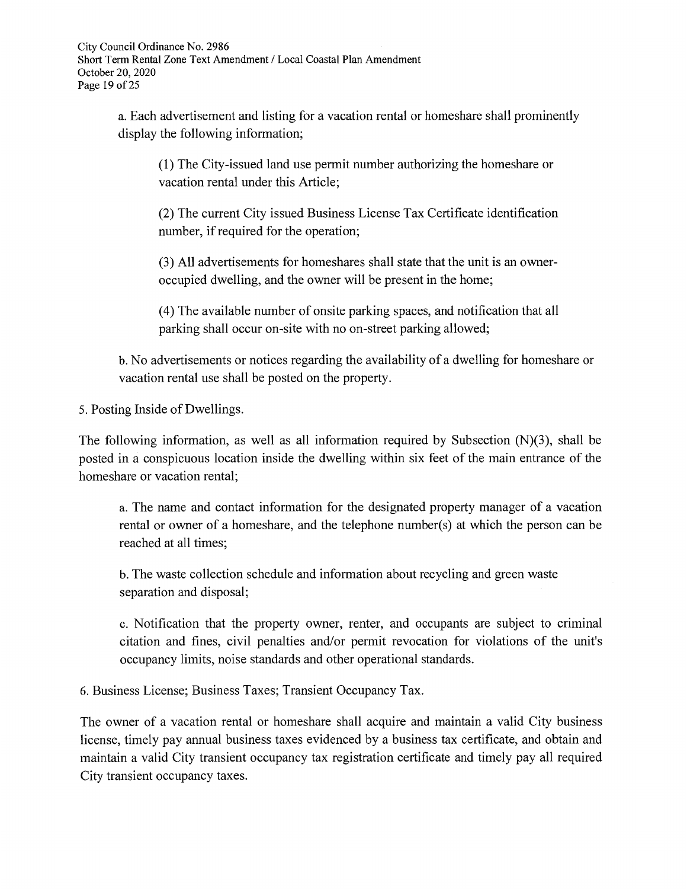a. Each advertisement and listing for a vacation rental or homeshare shall prominently display the following information;

(1) The City-issued land use permit number authorizing the homeshare or vacation rental under this Article;

(2) The current City issued Business License Tax Certificate identification number, if required for the operation;

(3) All advertisements for homeshares shall state that the unit is an owner-occupied dwelling, and the owner will be present in the home;

(4) The available number of onsite parking spaces, and notification that all parking shall occur on-site with no on-street parking allowed;

b. No advertisements or notices regarding the availability of a dwelling for homeshare or vacation rental use shall be posted on the property.

5. Posting Inside of Dwellings.

The following information, as well as all information required by Subsection (N)(3), shall be posted in a conspicuous location inside the dwelling within six feet of the main entrance of the homeshare or vacation rental;

a. The name and contact information for the designated property manager of a vacation rental or owner of a homeshare, and the telephone number(s) at which the person can be reached at all times;

b. The waste collection schedule and information about recycling and green waste separation and disposal;

c. Notification that the property owner, renter, and occupants are subject to criminal citation and fines, civil penalties and/or permit revocation for violations of the unit's occupancy limits, noise standards and other operational standards.

6. Business License; Business Taxes; Transient Occupancy Tax.

The owner of a vacation rental or homeshare shall acquire and maintain a valid City business license, timely pay annual business taxes evidenced by a business tax certificate, and obtain and maintain a valid City transient occupancy tax registration certificate and timely pay all required City transient occupancy taxes.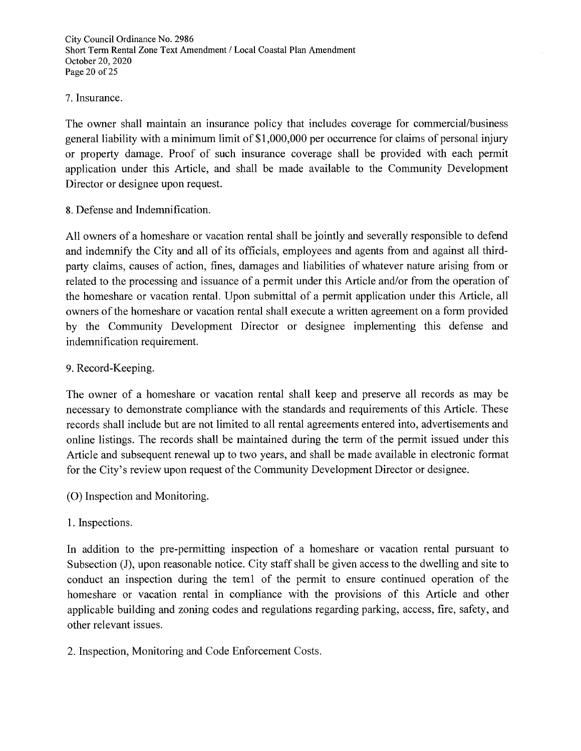7. Insurance.

The owner shall maintain an insurance policy that includes coverage for commercial/business general liability with a minimum limit of $1,000,000 per occurrence for claims of personal injury or property damage. Proof of such insurance coverage shall be provided with each permit application under this Article, and shall be made available to the Community Development Director or designee upon request.

8. Defense and Indemnification.

All owners of a homeshare or vacation rental shall be jointly and severally responsible to defend and indemnify the City and all of its officials, employees and agents from and against all third-party claims, causes of action, fines, damages and liabilities of whatever nature arising from or related to the processing and issuance of a permit under this Article and/or from the operation of the homeshare or vacation rental. Upon submittal of a permit application under this Article, all owners of the homeshare or vacation rental shall execute a written agreement on a form provided by the Community Development Director or designee implementing this defense and indemnification requirement.

9. Record-Keeping.

The owner of a homeshare or vacation rental shall keep and preserve all records as may be necessary to demonstrate compliance with the standards and requirements of this Article. These records shall include but are not limited to all rental agreements entered into, advertisements and online listings. The records shall be maintained during the term of the permit issued under this Article and subsequent renewal up to two years, and shall be made available in electronic format for the City's review upon request of the Community Development Director or designee.

(O) Inspection and Monitoring.

1. Inspections.

In addition to the pre-permitting inspection of a homeshare or vacation rental pursuant to Subsection (J), upon reasonable notice. City staff shall be given access to the dwelling and site to conduct an inspection during the teml of the permit to ensure continued operation of the homeshare or vacation rental in compliance with the provisions of this Article and other applicable building and zoning codes and regulations regarding parking, access, fire, safety, and other relevant issues.

2. Inspection, Monitoring and Code Enforcement Costs.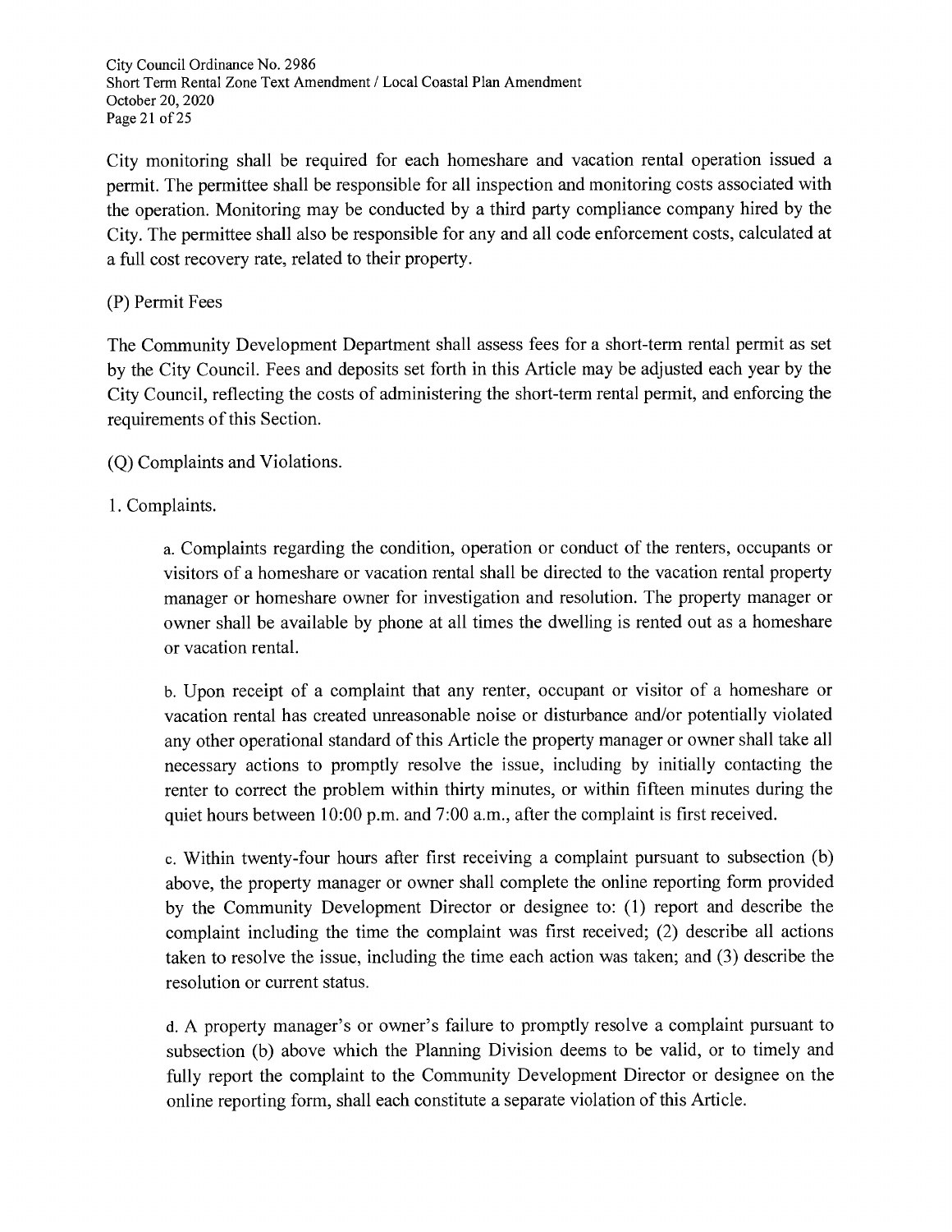City monitoring shall be required for each homeshare and vacation rental operation issued a permit. The permittee shall be responsible for all inspection and monitoring costs associated with the operation. Monitoring may be conducted by a third party compliance company hired by the City. The permittee shall also be responsible for any and all code enforcement costs, calculated at a full cost recovery rate, related to their property.

(P) Permit Fees

The Community Development Department shall assess fees for a short-term rental permit as set by the City Council. Fees and deposits set forth in this Article may be adjusted each year by the City Council, reflecting the costs of administering the short-term rental permit, and enforcing the requirements of this Section.

(Q) Complaints and Violations.

1. Complaints.

a. Complaints regarding the condition, operation or conduct of the renters, occupants or visitors of a homeshare or vacation rental shall be directed to the vacation rental property manager or homeshare owner for investigation and resolution. The property manager or owner shall be available by phone at all times the dwelling is rented out as a homeshare or vacation rental.

b. Upon receipt of a complaint that any renter, occupant or visitor of a homeshare or vacation rental has created unreasonable noise or disturbance and/or potentially violated any other operational standard of this Article the property manager or owner shall take all necessary actions to promptly resolve the issue, including by initially contacting the renter to correct the problem within thirty minutes, or within fifteen minutes during the quiet hours between 10:00 p.m. and 7:00 a.m., after the complaint is first received.

c. Within twenty-four hours after first receiving a complaint pursuant to subsection (b) above, the property manager or owner shall complete the online reporting form provided by the Community Development Director or designee to: (1) report and describe the complaint including the time the complaint was first received; (2) describe all actions taken to resolve the issue, including the time each action was taken; and (3) describe the resolution or current status.

d. A property manager's or owner's failure to promptly resolve a complaint pursuant to subsection (b) above which the Planning Division deems to be valid, or to timely and fully report the complaint to the Community Development Director or designee on the online reporting form, shall each constitute a separate violation of this Article.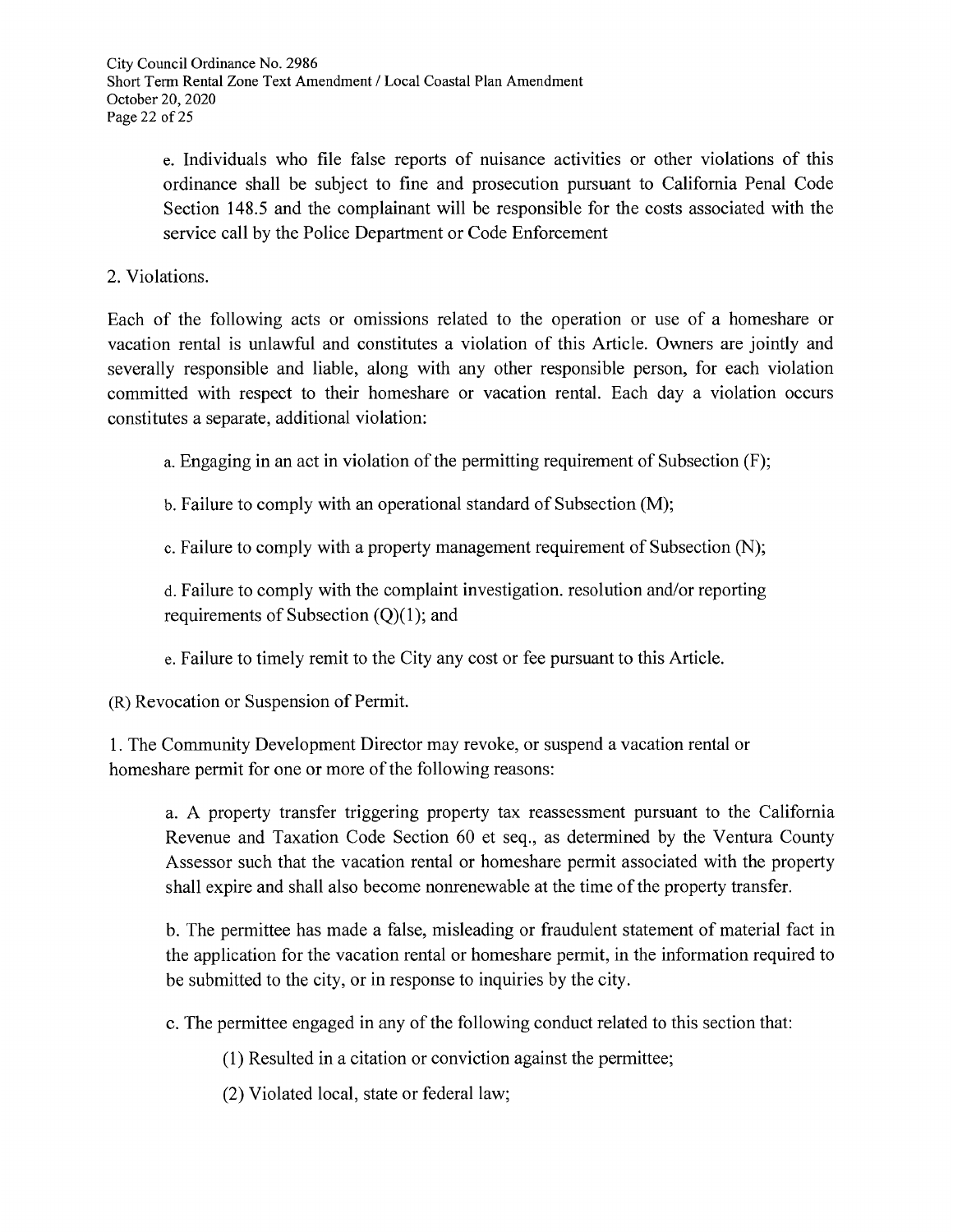e. Individuals who file false reports of nuisance activities or other violations of this ordinance shall be subject to fine and prosecution pursuant to California Penal Code Section 148.5 and the complainant will be responsible for the costs associated with the service call by the Police Department or Code Enforcement

2. Violations.

Each of the following acts or omissions related to the operation or use of a homeshare or vacation rental is unlawful and constitutes a violation of this Article. Owners are jointly and severally responsible and liable, along with any other responsible person, for each violation committed with respect to their homeshare or vacation rental. Each day a violation occurs constitutes a separate, additional violation:

a. Engaging in an act in violation of the permitting requirement of Subsection (F);

b. Failure to comply with an operational standard of Subsection (M);

c. Failure to comply with a property management requirement of Subsection (N);

d. Failure to comply with the complaint investigation. resolution and/or reporting requirements of Subsection (Q)(1); and

e. Failure to timely remit to the City any cost or fee pursuant to this Article.

(R) Revocation or Suspension of Permit.

1. The Community Development Director may revoke, or suspend a vacation rental or homeshare permit for one or more of the following reasons:

a. A property transfer triggering property tax reassessment pursuant to the California Revenue and Taxation Code Section 60 et seq., as determined by the Ventura County Assessor such that the vacation rental or homeshare permit associated with the property shall expire and shall also become nonrenewable at the time of the property transfer.

b. The permittee has made a false, misleading or fraudulent statement of material fact in the application for the vacation rental or homeshare permit, in the information required to be submitted to the city, or in response to inquiries by the city.

c. The permittee engaged in any of the following conduct related to this section that:

(1) Resulted in a citation or conviction against the permittee;

(2) Violated local, state or federal law;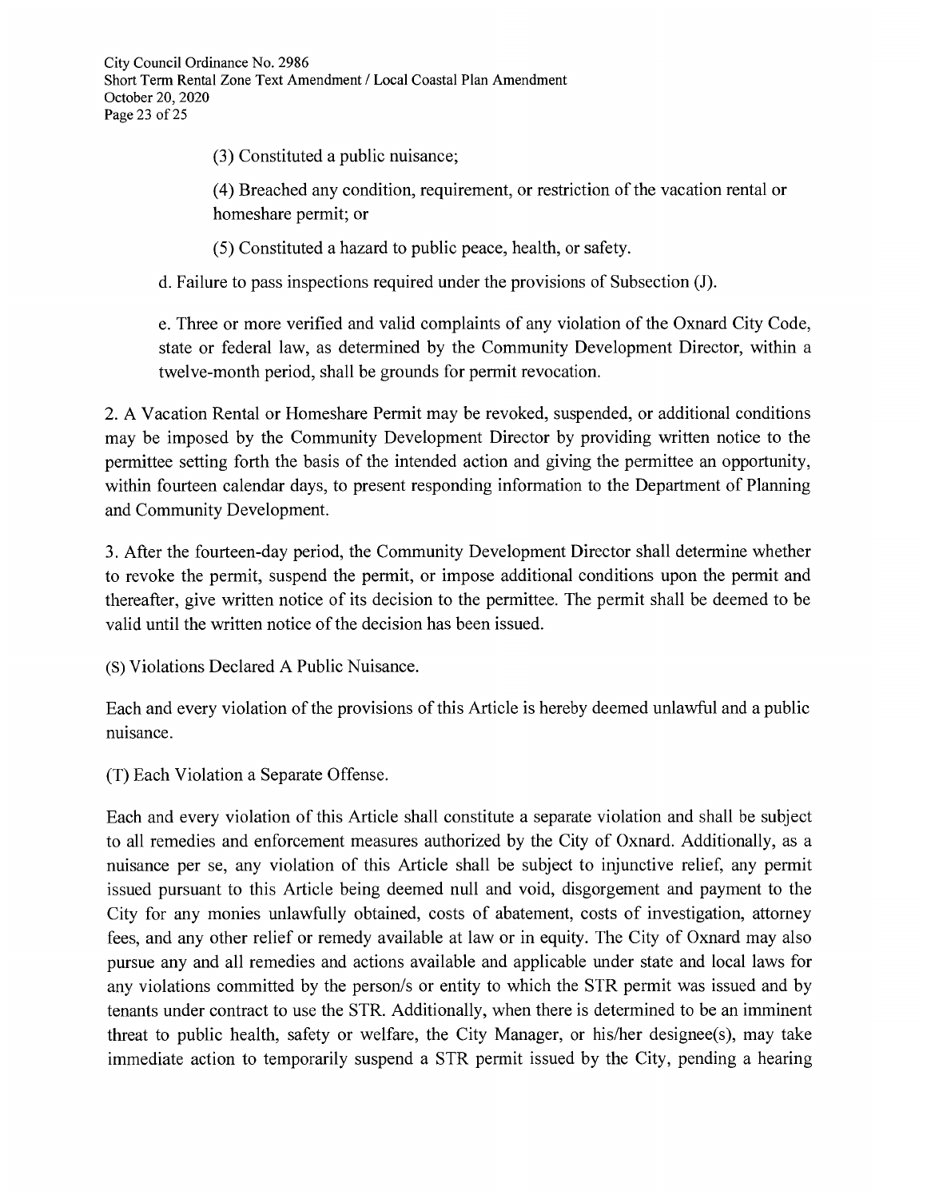(3) Constituted a public nuisance;

(4) Breached any condition, requirement, or restriction of the vacation rental or homeshare permit; or

(5) Constituted a hazard to public peace, health, or safety.

d. Failure to pass inspections required under the provisions of Subsection (J).

e. Three or more verified and valid complaints of any violation of the Oxnard City Code, state or federal law, as determined by the Community Development Director, within a twelve-month period, shall be grounds for permit revocation.

2. A Vacation Rental or Homeshare Permit may be revoked, suspended, or additional conditions may be imposed by the Community Development Director by providing written notice to the permittee setting forth the basis of the intended action and giving the permittee an opportunity, within fourteen calendar days, to present responding information to the Department of Planning and Community Development.

3. After the fourteen-day period, the Community Development Director shall determine whether to revoke the permit, suspend the permit, or impose additional conditions upon the permit and thereafter, give written notice of its decision to the permittee. The permit shall be deemed to be valid until the written notice of the decision has been issued.

(S) Violations Declared A Public Nuisance.

Each and every violation of the provisions of this Article is hereby deemed unlawful and a public nuisance.

(T) Each Violation a Separate Offense.

Each and every violation of this Article shall constitute a separate violation and shall be subject to all remedies and enforcement measures authorized by the City of Oxnard. Additionally, as a nuisance per se, any violation of this Article shall be subject to injunctive relief, any permit issued pursuant to this Article being deemed null and void, disgorgement and payment to the City for any monies unlawfully obtained, costs of abatement, costs of investigation, attorney fees, and any other relief or remedy available at law or in equity. The City of Oxnard may also pursue any and all remedies and actions available and applicable under state and local laws for any violations committed by the person/s or entity to which the STR permit was issued and by tenants under contract to use the STR. Additionally, when there is determined to be an imminent threat to public health, safety or welfare, the City Manager, or his/her designee(s), may take immediate action to temporarily suspend a STR permit issued by the City, pending a hearing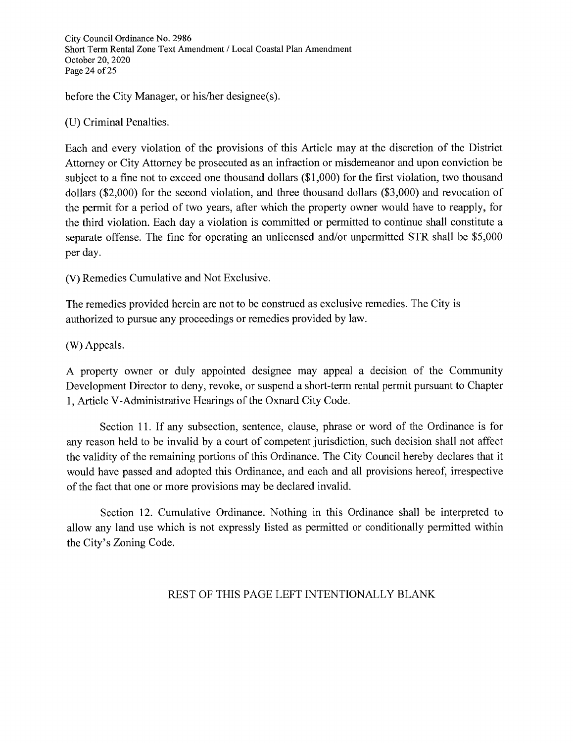before the City Manager, or his/her designee(s).

(U) Criminal Penalties.

Each and every violation of the provisions of this Article may at the discretion of the District Attorney or City Attorney be prosecuted as an infraction or misdemeanor and upon conviction be subject to a fine not to exceed one thousand dollars ($1,000) for the first violation, two thousand dollars ($2,000) for the second violation, and three thousand dollars ($3,000) and revocation of the permit for a period of two years, after which the property owner would have to reapply, for the third violation. Each day a violation is committed or permitted to continue shall constitute a separate offense. The fine for operating an unlicensed and/or unpermitted STR shall be $5,000 per day.

(V) Remedies Cumulative and Not Exclusive.

The remedies provided herein are not to be construed as exclusive remedies. The City is authorized to pursue any proceedings or remedies provided by law.

(W) Appeals.

A property owner or duly appointed designee may appeal a decision of the Community Development Director to deny, revoke, or suspend a short-term rental permit pursuant to Chapter 1, Article V-Administrative Hearings of the Oxnard City Code.

Section 11. If any subsection, sentence, clause, phrase or word of the Ordinance is for any reason held to be invalid by a court of competent jurisdiction, such decision shall not affect the validity of the remaining portions of this Ordinance. The City Council hereby declares that it would have passed and adopted this Ordinance, and each and all provisions hereof, irrespective of the fact that one or more provisions may be declared invalid.

Section 12. Cumulative Ordinance. Nothing in this Ordinance shall be interpreted to allow any land use which is not expressly listed as permitted or conditionally permitted within the City's Zoning Code.

REST OF THIS PAGE LEFT INTENTIONALLY BLANK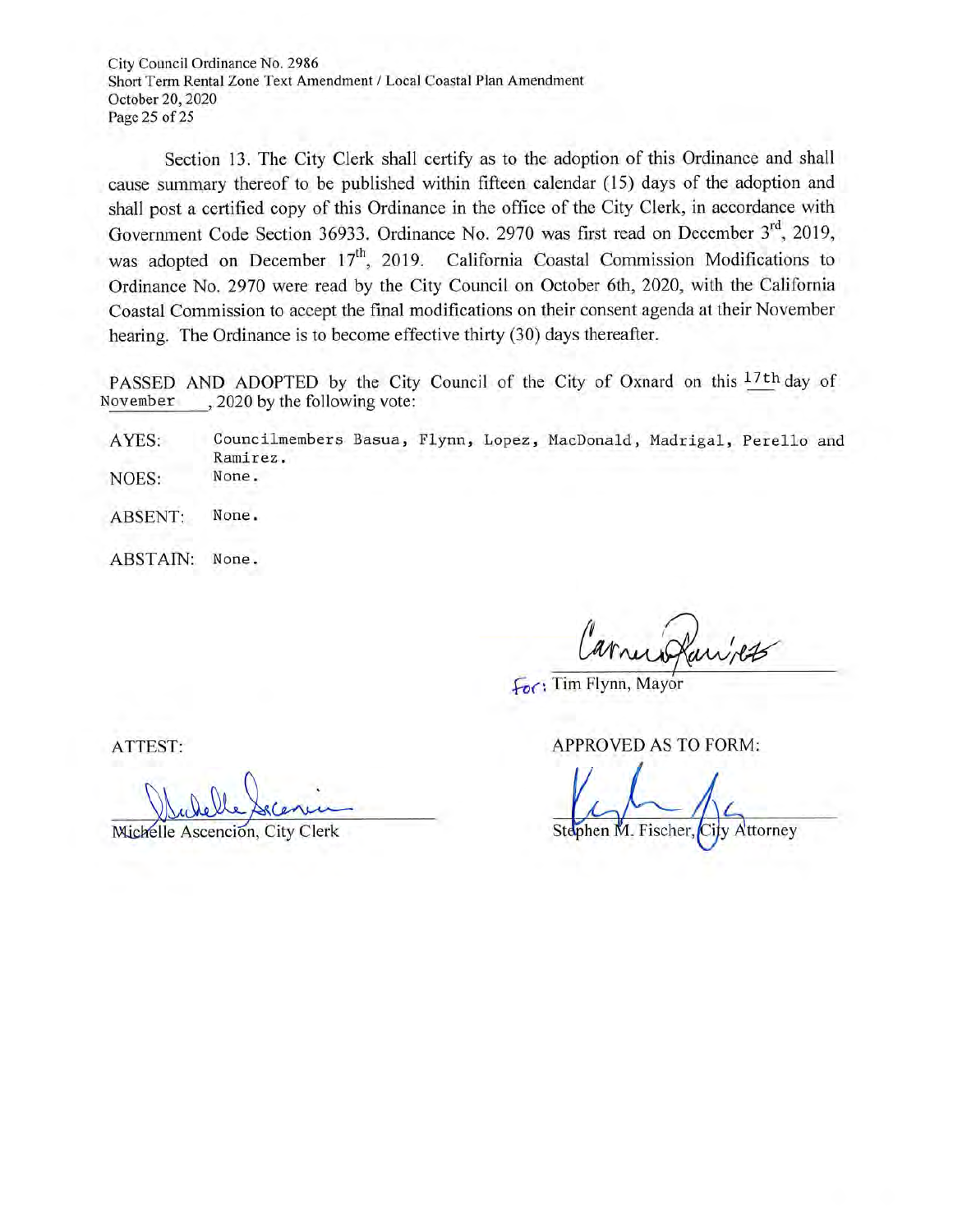Section 13. The City Clerk shall certify as to the adoption of this Ordinance and shall cause summary thereof to be published within fifteen calendar (15) days of the adoption and shall post a certified copy of this Ordinance in the office of the City Clerk, in accordance with Government Code Section 36933. Ordinance No. 2970 was first read on December 3rd, 2019, was adopted on December 17th, 2019. California Coastal Commission Modifications to Ordinance No. 2970 were read by the City Council on October 6th, 2020, with the California Coastal Commission to accept the final modifications on their consent agenda at their November hearing. The Ordinance is to become effective thirty (30) days thereafter.

PASSED AND ADOPTED by the City Council of the City of Oxnard on this 17th day of November, 2020 by the following vote:

AYES: Councilmembers Basua, Flynn, Lopez, MacDonald, Madrigal, Perello and Ramirez.

NOES: None.

ABSENT: None.

ABSTAIN: None.

For: Tim Flynn, Mayor

ATTEST:

Michelle Ascencion, City Clerk

APPROVED AS TO FORM:

Stephen M. Fischer, City Attorney